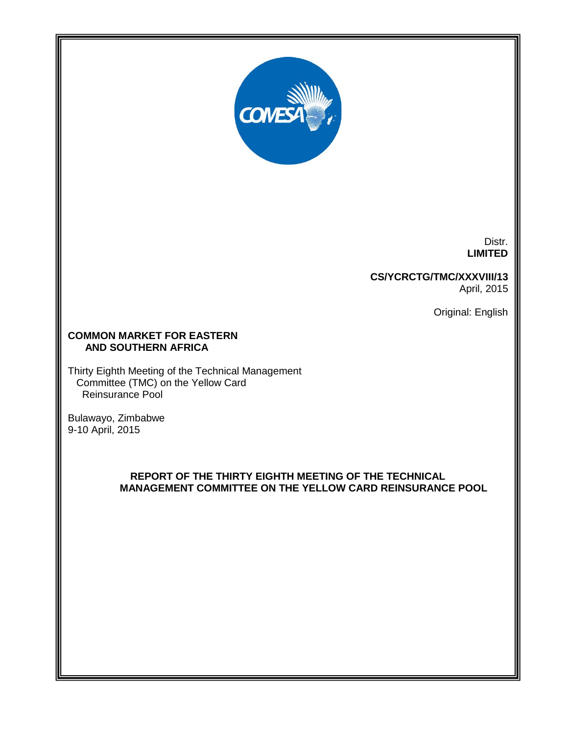Distr.
**LIMITED**

**CS/YCRCTG/TMC/XXXVIII/13**
April, 2015

Original: English

**COMMON MARKET FOR EASTERN AND SOUTHERN AFRICA**

Thirty Eighth Meeting of the Technical Management Committee (TMC) on the Yellow Card Reinsurance Pool

Bulawayo, Zimbabwe
9-10 April, 2015

# REPORT OF THE THIRTY EIGHTH MEETING OF THE TECHNICAL MANAGEMENT COMMITTEE ON THE YELLOW CARD REINSURANCE POOL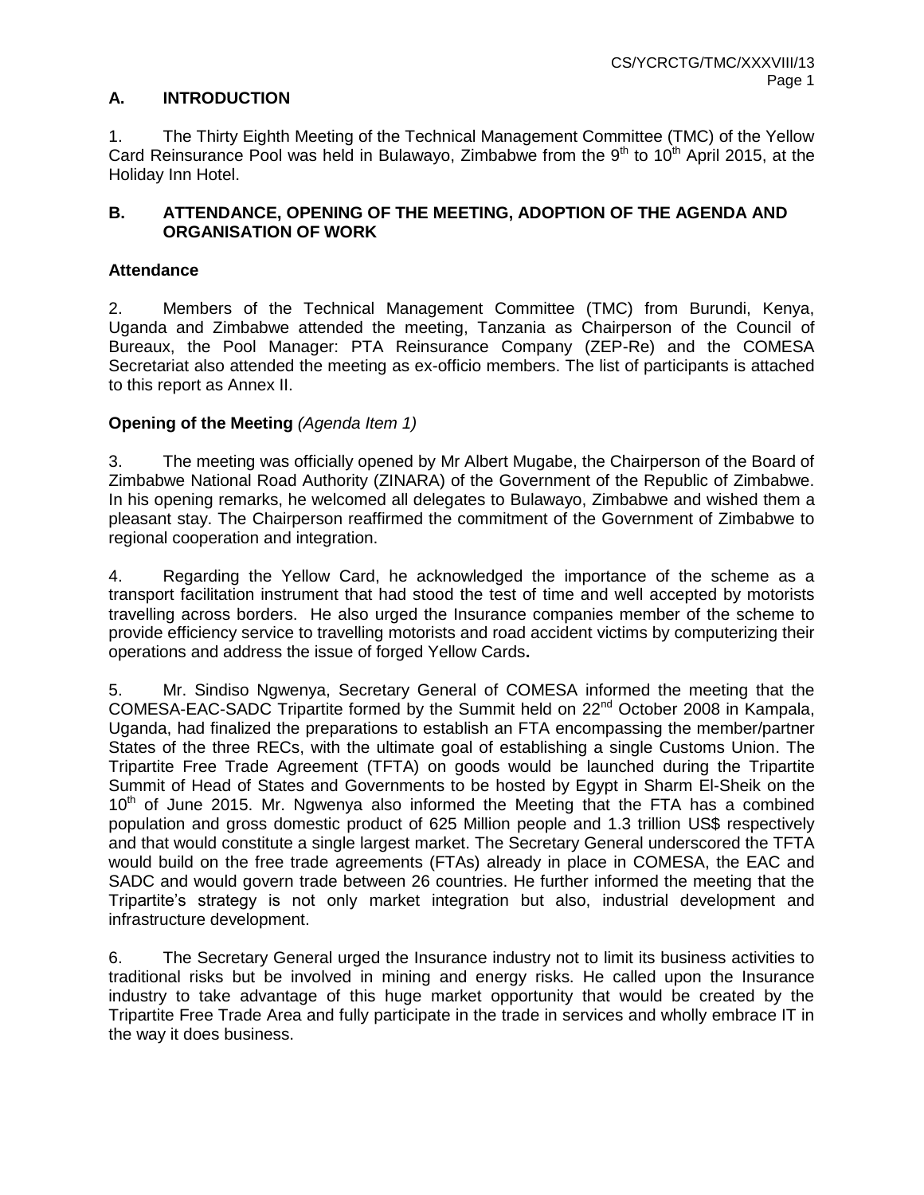## A. INTRODUCTION

1. The Thirty Eighth Meeting of the Technical Management Committee (TMC) of the Yellow Card Reinsurance Pool was held in Bulawayo, Zimbabwe from the 9th to 10th April 2015, at the Holiday Inn Hotel.

## B. ATTENDANCE, OPENING OF THE MEETING, ADOPTION OF THE AGENDA AND ORGANISATION OF WORK

### Attendance

2. Members of the Technical Management Committee (TMC) from Burundi, Kenya, Uganda and Zimbabwe attended the meeting, Tanzania as Chairperson of the Council of Bureaux, the Pool Manager: PTA Reinsurance Company (ZEP-Re) and the COMESA Secretariat also attended the meeting as ex-officio members. The list of participants is attached to this report as Annex II.

### Opening of the Meeting *(Agenda Item 1)*

3. The meeting was officially opened by Mr Albert Mugabe, the Chairperson of the Board of Zimbabwe National Road Authority (ZINARA) of the Government of the Republic of Zimbabwe. In his opening remarks, he welcomed all delegates to Bulawayo, Zimbabwe and wished them a pleasant stay. The Chairperson reaffirmed the commitment of the Government of Zimbabwe to regional cooperation and integration.

4. Regarding the Yellow Card, he acknowledged the importance of the scheme as a transport facilitation instrument that had stood the test of time and well accepted by motorists travelling across borders. He also urged the Insurance companies member of the scheme to provide efficiency service to travelling motorists and road accident victims by computerizing their operations and address the issue of forged Yellow Cards**.**

5. Mr. Sindiso Ngwenya, Secretary General of COMESA informed the meeting that the COMESA-EAC-SADC Tripartite formed by the Summit held on 22nd October 2008 in Kampala, Uganda, had finalized the preparations to establish an FTA encompassing the member/partner States of the three RECs, with the ultimate goal of establishing a single Customs Union. The Tripartite Free Trade Agreement (TFTA) on goods would be launched during the Tripartite Summit of Head of States and Governments to be hosted by Egypt in Sharm El-Sheik on the 10th of June 2015. Mr. Ngwenya also informed the Meeting that the FTA has a combined population and gross domestic product of 625 Million people and 1.3 trillion US$ respectively and that would constitute a single largest market. The Secretary General underscored the TFTA would build on the free trade agreements (FTAs) already in place in COMESA, the EAC and SADC and would govern trade between 26 countries. He further informed the meeting that the Tripartite's strategy is not only market integration but also, industrial development and infrastructure development.

6. The Secretary General urged the Insurance industry not to limit its business activities to traditional risks but be involved in mining and energy risks. He called upon the Insurance industry to take advantage of this huge market opportunity that would be created by the Tripartite Free Trade Area and fully participate in the trade in services and wholly embrace IT in the way it does business.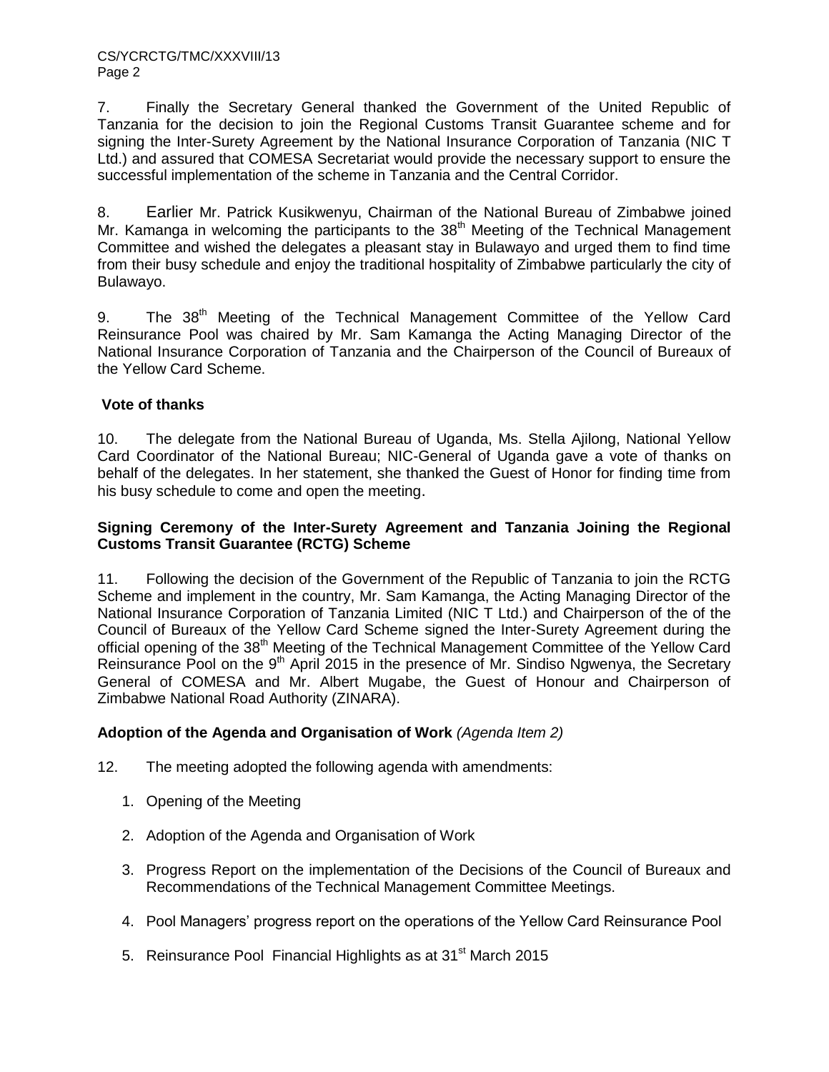7. Finally the Secretary General thanked the Government of the United Republic of Tanzania for the decision to join the Regional Customs Transit Guarantee scheme and for signing the Inter-Surety Agreement by the National Insurance Corporation of Tanzania (NIC T Ltd.) and assured that COMESA Secretariat would provide the necessary support to ensure the successful implementation of the scheme in Tanzania and the Central Corridor.

8. Earlier Mr. Patrick Kusikwenyu, Chairman of the National Bureau of Zimbabwe joined Mr. Kamanga in welcoming the participants to the 38th Meeting of the Technical Management Committee and wished the delegates a pleasant stay in Bulawayo and urged them to find time from their busy schedule and enjoy the traditional hospitality of Zimbabwe particularly the city of Bulawayo.

9. The 38th Meeting of the Technical Management Committee of the Yellow Card Reinsurance Pool was chaired by Mr. Sam Kamanga the Acting Managing Director of the National Insurance Corporation of Tanzania and the Chairperson of the Council of Bureaux of the Yellow Card Scheme.

**Vote of thanks**

10. The delegate from the National Bureau of Uganda, Ms. Stella Ajilong, National Yellow Card Coordinator of the National Bureau; NIC-General of Uganda gave a vote of thanks on behalf of the delegates. In her statement, she thanked the Guest of Honor for finding time from his busy schedule to come and open the meeting.

**Signing Ceremony of the Inter-Surety Agreement and Tanzania Joining the Regional Customs Transit Guarantee (RCTG) Scheme**

11. Following the decision of the Government of the Republic of Tanzania to join the RCTG Scheme and implement in the country, Mr. Sam Kamanga, the Acting Managing Director of the National Insurance Corporation of Tanzania Limited (NIC T Ltd.) and Chairperson of the of the Council of Bureaux of the Yellow Card Scheme signed the Inter-Surety Agreement during the official opening of the 38th Meeting of the Technical Management Committee of the Yellow Card Reinsurance Pool on the 9th April 2015 in the presence of Mr. Sindiso Ngwenya, the Secretary General of COMESA and Mr. Albert Mugabe, the Guest of Honour and Chairperson of Zimbabwe National Road Authority (ZINARA).

**Adoption of the Agenda and Organisation of Work** *(Agenda Item 2)*

12. The meeting adopted the following agenda with amendments:

1. Opening of the Meeting

2. Adoption of the Agenda and Organisation of Work

3. Progress Report on the implementation of the Decisions of the Council of Bureaux and Recommendations of the Technical Management Committee Meetings.

4. Pool Managers' progress report on the operations of the Yellow Card Reinsurance Pool

5. Reinsurance Pool Financial Highlights as at 31st March 2015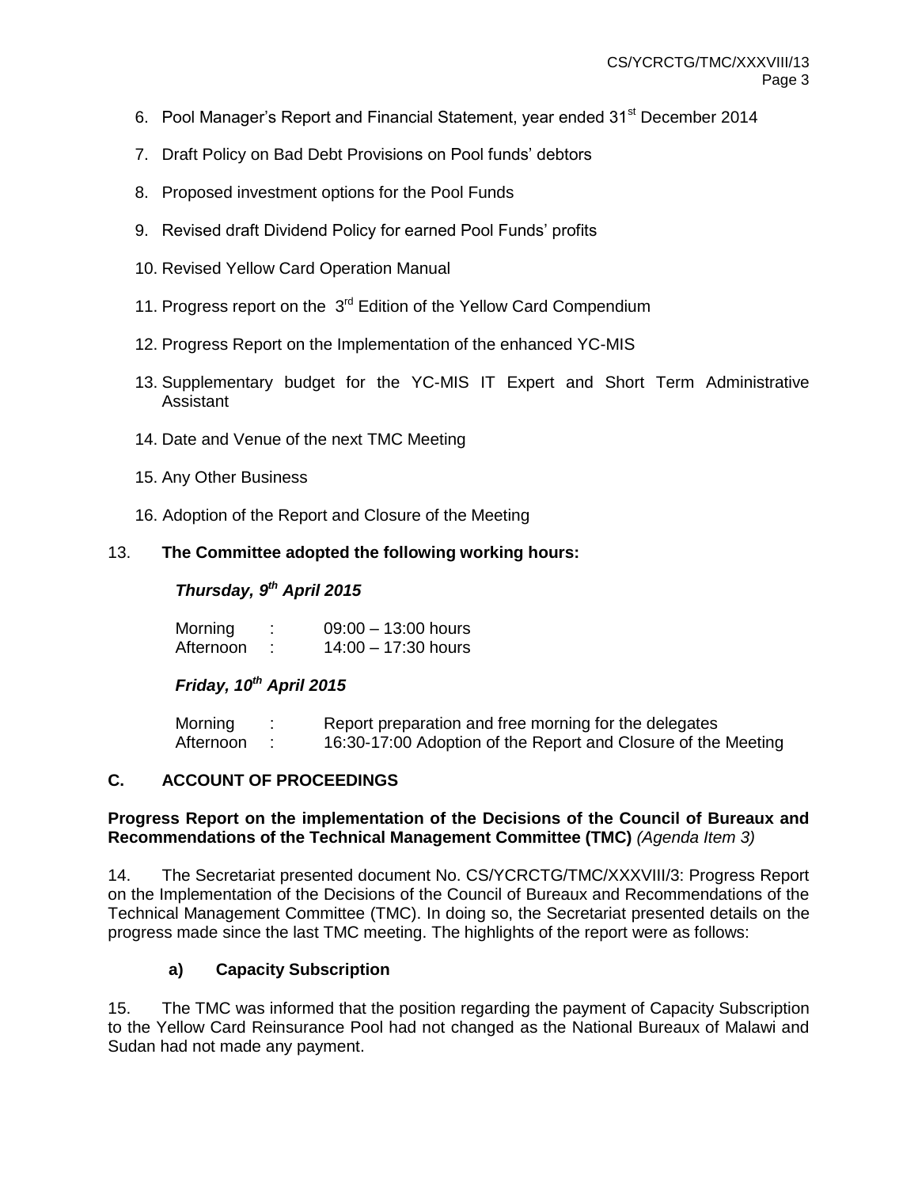6. Pool Manager's Report and Financial Statement, year ended 31st December 2014

7. Draft Policy on Bad Debt Provisions on Pool funds' debtors

8. Proposed investment options for the Pool Funds

9. Revised draft Dividend Policy for earned Pool Funds' profits

10. Revised Yellow Card Operation Manual

11. Progress report on the 3rd Edition of the Yellow Card Compendium

12. Progress Report on the Implementation of the enhanced YC-MIS

13. Supplementary budget for the YC-MIS IT Expert and Short Term Administrative Assistant

14. Date and Venue of the next TMC Meeting

15. Any Other Business

16. Adoption of the Report and Closure of the Meeting

13. **The Committee adopted the following working hours:**

***Thursday, 9th April 2015***

| | | |
|---|---|---|
| Morning | : | 09:00 – 13:00 hours |
| Afternoon | : | 14:00 – 17:30 hours |

***Friday, 10th April 2015***

| | | |
|---|---|---|
| Morning | : | Report preparation and free morning for the delegates |
| Afternoon | : | 16:30-17:00 Adoption of the Report and Closure of the Meeting |

## C. ACCOUNT OF PROCEEDINGS

**Progress Report on the implementation of the Decisions of the Council of Bureaux and Recommendations of the Technical Management Committee (TMC)** *(Agenda Item 3)*

14. The Secretariat presented document No. CS/YCRCTG/TMC/XXXVIII/3: Progress Report on the Implementation of the Decisions of the Council of Bureaux and Recommendations of the Technical Management Committee (TMC). In doing so, the Secretariat presented details on the progress made since the last TMC meeting. The highlights of the report were as follows:

**a) Capacity Subscription**

15. The TMC was informed that the position regarding the payment of Capacity Subscription to the Yellow Card Reinsurance Pool had not changed as the National Bureaux of Malawi and Sudan had not made any payment.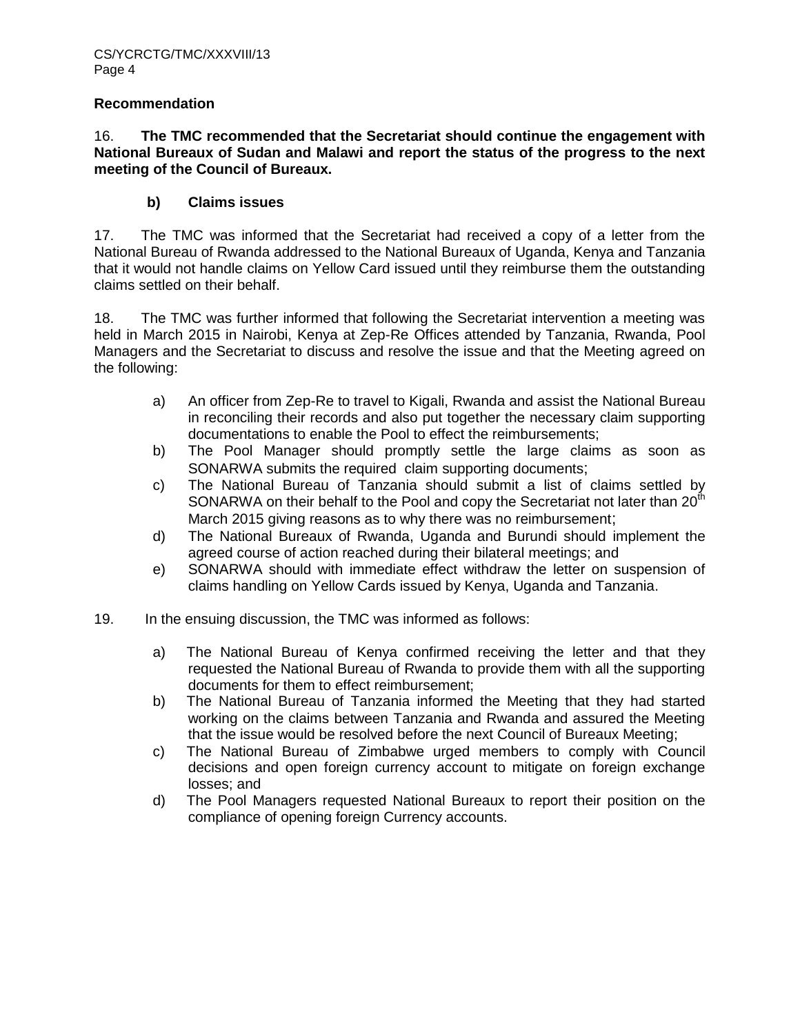### Recommendation

16. **The TMC recommended that the Secretariat should continue the engagement with National Bureaux of Sudan and Malawi and report the status of the progress to the next meeting of the Council of Bureaux.**

#### b) Claims issues

17. The TMC was informed that the Secretariat had received a copy of a letter from the National Bureau of Rwanda addressed to the National Bureaux of Uganda, Kenya and Tanzania that it would not handle claims on Yellow Card issued until they reimburse them the outstanding claims settled on their behalf.

18. The TMC was further informed that following the Secretariat intervention a meeting was held in March 2015 in Nairobi, Kenya at Zep-Re Offices attended by Tanzania, Rwanda, Pool Managers and the Secretariat to discuss and resolve the issue and that the Meeting agreed on the following:

a) An officer from Zep-Re to travel to Kigali, Rwanda and assist the National Bureau in reconciling their records and also put together the necessary claim supporting documentations to enable the Pool to effect the reimbursements;
b) The Pool Manager should promptly settle the large claims as soon as SONARWA submits the required claim supporting documents;
c) The National Bureau of Tanzania should submit a list of claims settled by SONARWA on their behalf to the Pool and copy the Secretariat not later than 20th March 2015 giving reasons as to why there was no reimbursement;
d) The National Bureaux of Rwanda, Uganda and Burundi should implement the agreed course of action reached during their bilateral meetings; and
e) SONARWA should with immediate effect withdraw the letter on suspension of claims handling on Yellow Cards issued by Kenya, Uganda and Tanzania.

19. In the ensuing discussion, the TMC was informed as follows:

a) The National Bureau of Kenya confirmed receiving the letter and that they requested the National Bureau of Rwanda to provide them with all the supporting documents for them to effect reimbursement;
b) The National Bureau of Tanzania informed the Meeting that they had started working on the claims between Tanzania and Rwanda and assured the Meeting that the issue would be resolved before the next Council of Bureaux Meeting;
c) The National Bureau of Zimbabwe urged members to comply with Council decisions and open foreign currency account to mitigate on foreign exchange losses; and
d) The Pool Managers requested National Bureaux to report their position on the compliance of opening foreign Currency accounts.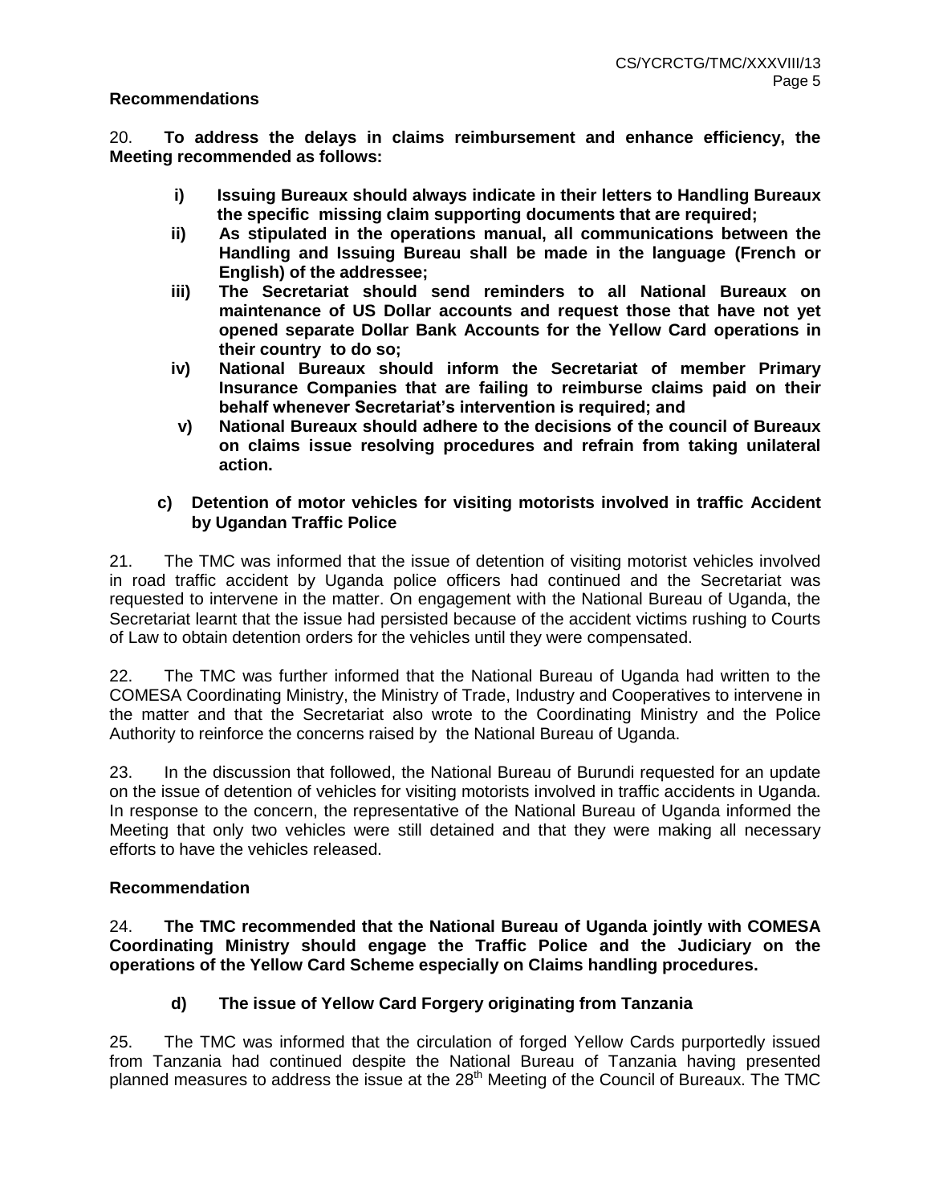**Recommendations**

20. **To address the delays in claims reimbursement and enhance efficiency, the Meeting recommended as follows:**

- **i) Issuing Bureaux should always indicate in their letters to Handling Bureaux the specific missing claim supporting documents that are required;**
- **ii) As stipulated in the operations manual, all communications between the Handling and Issuing Bureau shall be made in the language (French or English) of the addressee;**
- **iii) The Secretariat should send reminders to all National Bureaux on maintenance of US Dollar accounts and request those that have not yet opened separate Dollar Bank Accounts for the Yellow Card operations in their country to do so;**
- **iv) National Bureaux should inform the Secretariat of member Primary Insurance Companies that are failing to reimburse claims paid on their behalf whenever Secretariat's intervention is required; and**
- **v) National Bureaux should adhere to the decisions of the council of Bureaux on claims issue resolving procedures and refrain from taking unilateral action.**

**c) Detention of motor vehicles for visiting motorists involved in traffic Accident by Ugandan Traffic Police**

21. The TMC was informed that the issue of detention of visiting motorist vehicles involved in road traffic accident by Uganda police officers had continued and the Secretariat was requested to intervene in the matter. On engagement with the National Bureau of Uganda, the Secretariat learnt that the issue had persisted because of the accident victims rushing to Courts of Law to obtain detention orders for the vehicles until they were compensated.

22. The TMC was further informed that the National Bureau of Uganda had written to the COMESA Coordinating Ministry, the Ministry of Trade, Industry and Cooperatives to intervene in the matter and that the Secretariat also wrote to the Coordinating Ministry and the Police Authority to reinforce the concerns raised by the National Bureau of Uganda.

23. In the discussion that followed, the National Bureau of Burundi requested for an update on the issue of detention of vehicles for visiting motorists involved in traffic accidents in Uganda. In response to the concern, the representative of the National Bureau of Uganda informed the Meeting that only two vehicles were still detained and that they were making all necessary efforts to have the vehicles released.

**Recommendation**

24. **The TMC recommended that the National Bureau of Uganda jointly with COMESA Coordinating Ministry should engage the Traffic Police and the Judiciary on the operations of the Yellow Card Scheme especially on Claims handling procedures.**

**d) The issue of Yellow Card Forgery originating from Tanzania**

25. The TMC was informed that the circulation of forged Yellow Cards purportedly issued from Tanzania had continued despite the National Bureau of Tanzania having presented planned measures to address the issue at the 28th Meeting of the Council of Bureaux. The TMC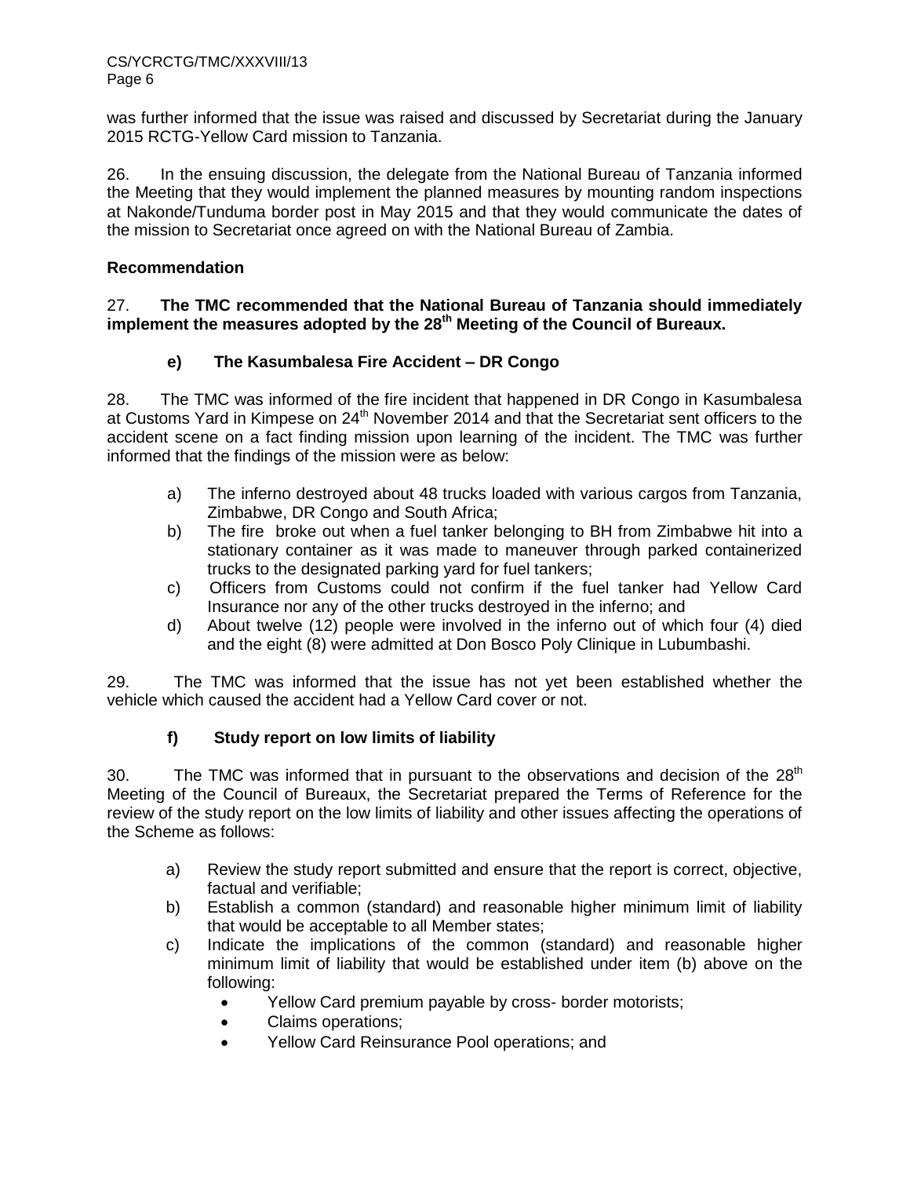was further informed that the issue was raised and discussed by Secretariat during the January 2015 RCTG-Yellow Card mission to Tanzania.

26. In the ensuing discussion, the delegate from the National Bureau of Tanzania informed the Meeting that they would implement the planned measures by mounting random inspections at Nakonde/Tunduma border post in May 2015 and that they would communicate the dates of the mission to Secretariat once agreed on with the National Bureau of Zambia.

**Recommendation**

27. **The TMC recommended that the National Bureau of Tanzania should immediately implement the measures adopted by the 28th Meeting of the Council of Bureaux.**

**e) The Kasumbalesa Fire Accident – DR Congo**

28. The TMC was informed of the fire incident that happened in DR Congo in Kasumbalesa at Customs Yard in Kimpese on 24th November 2014 and that the Secretariat sent officers to the accident scene on a fact finding mission upon learning of the incident. The TMC was further informed that the findings of the mission were as below:

a) The inferno destroyed about 48 trucks loaded with various cargos from Tanzania, Zimbabwe, DR Congo and South Africa;
b) The fire broke out when a fuel tanker belonging to BH from Zimbabwe hit into a stationary container as it was made to maneuver through parked containerized trucks to the designated parking yard for fuel tankers;
c) Officers from Customs could not confirm if the fuel tanker had Yellow Card Insurance nor any of the other trucks destroyed in the inferno; and
d) About twelve (12) people were involved in the inferno out of which four (4) died and the eight (8) were admitted at Don Bosco Poly Clinique in Lubumbashi.

29. The TMC was informed that the issue has not yet been established whether the vehicle which caused the accident had a Yellow Card cover or not.

**f) Study report on low limits of liability**

30. The TMC was informed that in pursuant to the observations and decision of the 28th Meeting of the Council of Bureaux, the Secretariat prepared the Terms of Reference for the review of the study report on the low limits of liability and other issues affecting the operations of the Scheme as follows:

a) Review the study report submitted and ensure that the report is correct, objective, factual and verifiable;
b) Establish a common (standard) and reasonable higher minimum limit of liability that would be acceptable to all Member states;
c) Indicate the implications of the common (standard) and reasonable higher minimum limit of liability that would be established under item (b) above on the following:
    - Yellow Card premium payable by cross- border motorists;
    - Claims operations;
    - Yellow Card Reinsurance Pool operations; and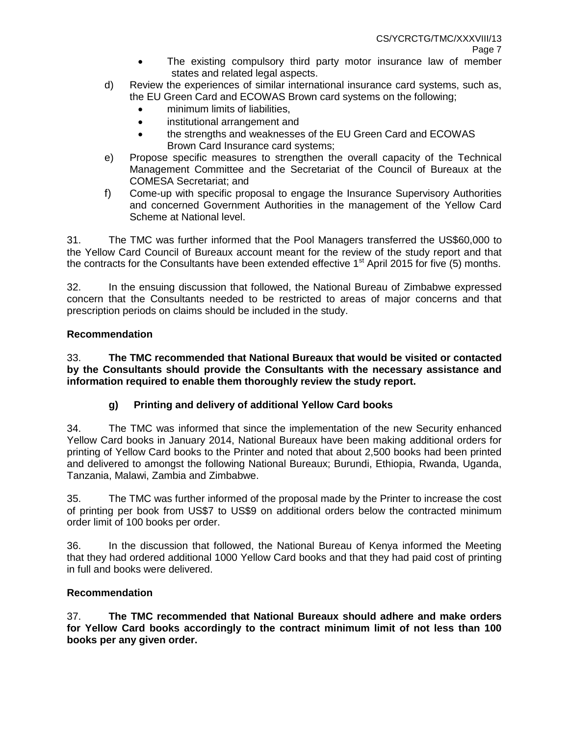- The existing compulsory third party motor insurance law of member states and related legal aspects.

d) Review the experiences of similar international insurance card systems, such as, the EU Green Card and ECOWAS Brown card systems on the following;
   - minimum limits of liabilities,
   - institutional arrangement and
   - the strengths and weaknesses of the EU Green Card and ECOWAS Brown Card Insurance card systems;

e) Propose specific measures to strengthen the overall capacity of the Technical Management Committee and the Secretariat of the Council of Bureaux at the COMESA Secretariat; and

f) Come-up with specific proposal to engage the Insurance Supervisory Authorities and concerned Government Authorities in the management of the Yellow Card Scheme at National level.

31. The TMC was further informed that the Pool Managers transferred the US$60,000 to the Yellow Card Council of Bureaux account meant for the review of the study report and that the contracts for the Consultants have been extended effective 1st April 2015 for five (5) months.

32. In the ensuing discussion that followed, the National Bureau of Zimbabwe expressed concern that the Consultants needed to be restricted to areas of major concerns and that prescription periods on claims should be included in the study.

**Recommendation**

33. **The TMC recommended that National Bureaux that would be visited or contacted by the Consultants should provide the Consultants with the necessary assistance and information required to enable them thoroughly review the study report.**

**g) Printing and delivery of additional Yellow Card books**

34. The TMC was informed that since the implementation of the new Security enhanced Yellow Card books in January 2014, National Bureaux have been making additional orders for printing of Yellow Card books to the Printer and noted that about 2,500 books had been printed and delivered to amongst the following National Bureaux; Burundi, Ethiopia, Rwanda, Uganda, Tanzania, Malawi, Zambia and Zimbabwe.

35. The TMC was further informed of the proposal made by the Printer to increase the cost of printing per book from US$7 to US$9 on additional orders below the contracted minimum order limit of 100 books per order.

36. In the discussion that followed, the National Bureau of Kenya informed the Meeting that they had ordered additional 1000 Yellow Card books and that they had paid cost of printing in full and books were delivered.

**Recommendation**

37. **The TMC recommended that National Bureaux should adhere and make orders for Yellow Card books accordingly to the contract minimum limit of not less than 100 books per any given order.**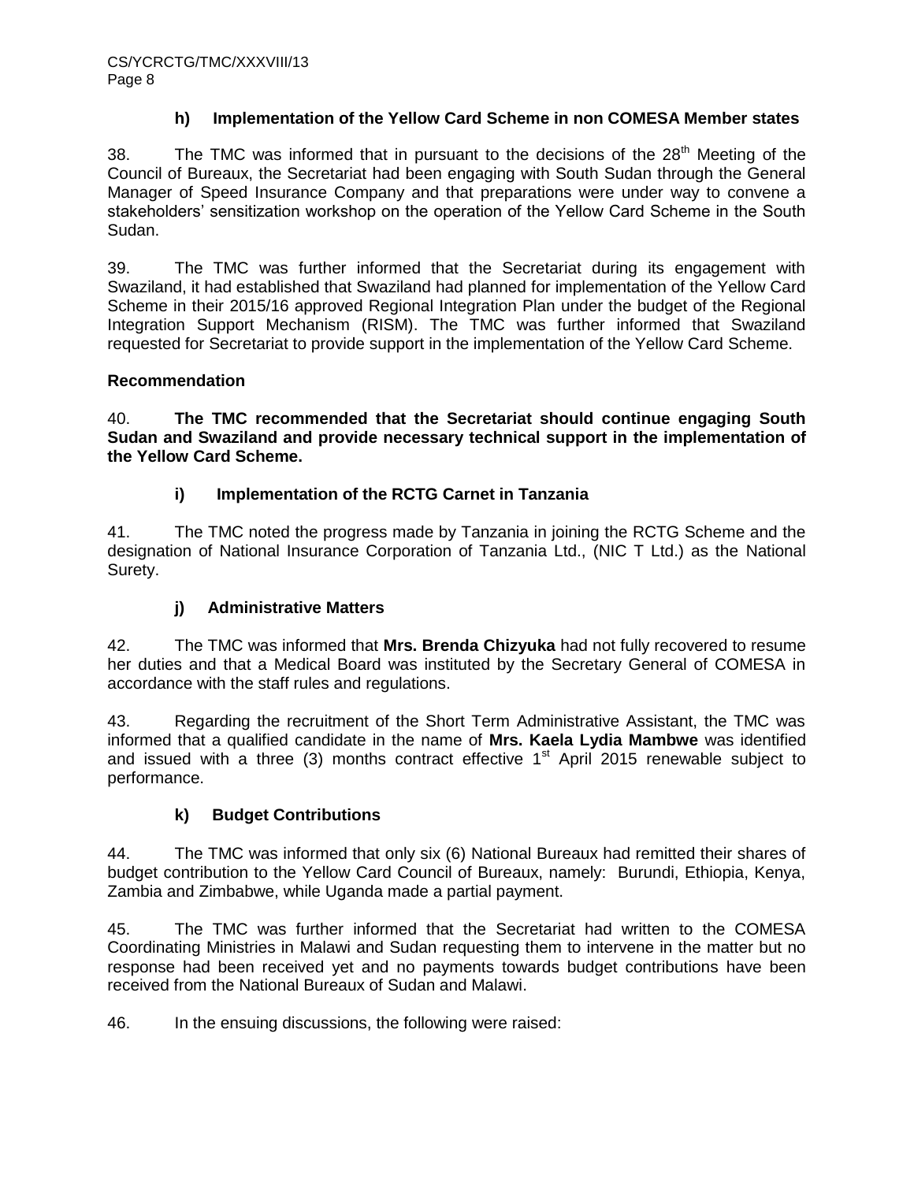### h) Implementation of the Yellow Card Scheme in non COMESA Member states

38. The TMC was informed that in pursuant to the decisions of the 28th Meeting of the Council of Bureaux, the Secretariat had been engaging with South Sudan through the General Manager of Speed Insurance Company and that preparations were under way to convene a stakeholders' sensitization workshop on the operation of the Yellow Card Scheme in the South Sudan.

39. The TMC was further informed that the Secretariat during its engagement with Swaziland, it had established that Swaziland had planned for implementation of the Yellow Card Scheme in their 2015/16 approved Regional Integration Plan under the budget of the Regional Integration Support Mechanism (RISM). The TMC was further informed that Swaziland requested for Secretariat to provide support in the implementation of the Yellow Card Scheme.

**Recommendation**

40. **The TMC recommended that the Secretariat should continue engaging South Sudan and Swaziland and provide necessary technical support in the implementation of the Yellow Card Scheme.**

### i) Implementation of the RCTG Carnet in Tanzania

41. The TMC noted the progress made by Tanzania in joining the RCTG Scheme and the designation of National Insurance Corporation of Tanzania Ltd., (NIC T Ltd.) as the National Surety.

### j) Administrative Matters

42. The TMC was informed that **Mrs. Brenda Chizyuka** had not fully recovered to resume her duties and that a Medical Board was instituted by the Secretary General of COMESA in accordance with the staff rules and regulations.

43. Regarding the recruitment of the Short Term Administrative Assistant, the TMC was informed that a qualified candidate in the name of **Mrs. Kaela Lydia Mambwe** was identified and issued with a three (3) months contract effective 1st April 2015 renewable subject to performance.

### k) Budget Contributions

44. The TMC was informed that only six (6) National Bureaux had remitted their shares of budget contribution to the Yellow Card Council of Bureaux, namely: Burundi, Ethiopia, Kenya, Zambia and Zimbabwe, while Uganda made a partial payment.

45. The TMC was further informed that the Secretariat had written to the COMESA Coordinating Ministries in Malawi and Sudan requesting them to intervene in the matter but no response had been received yet and no payments towards budget contributions have been received from the National Bureaux of Sudan and Malawi.

46. In the ensuing discussions, the following were raised: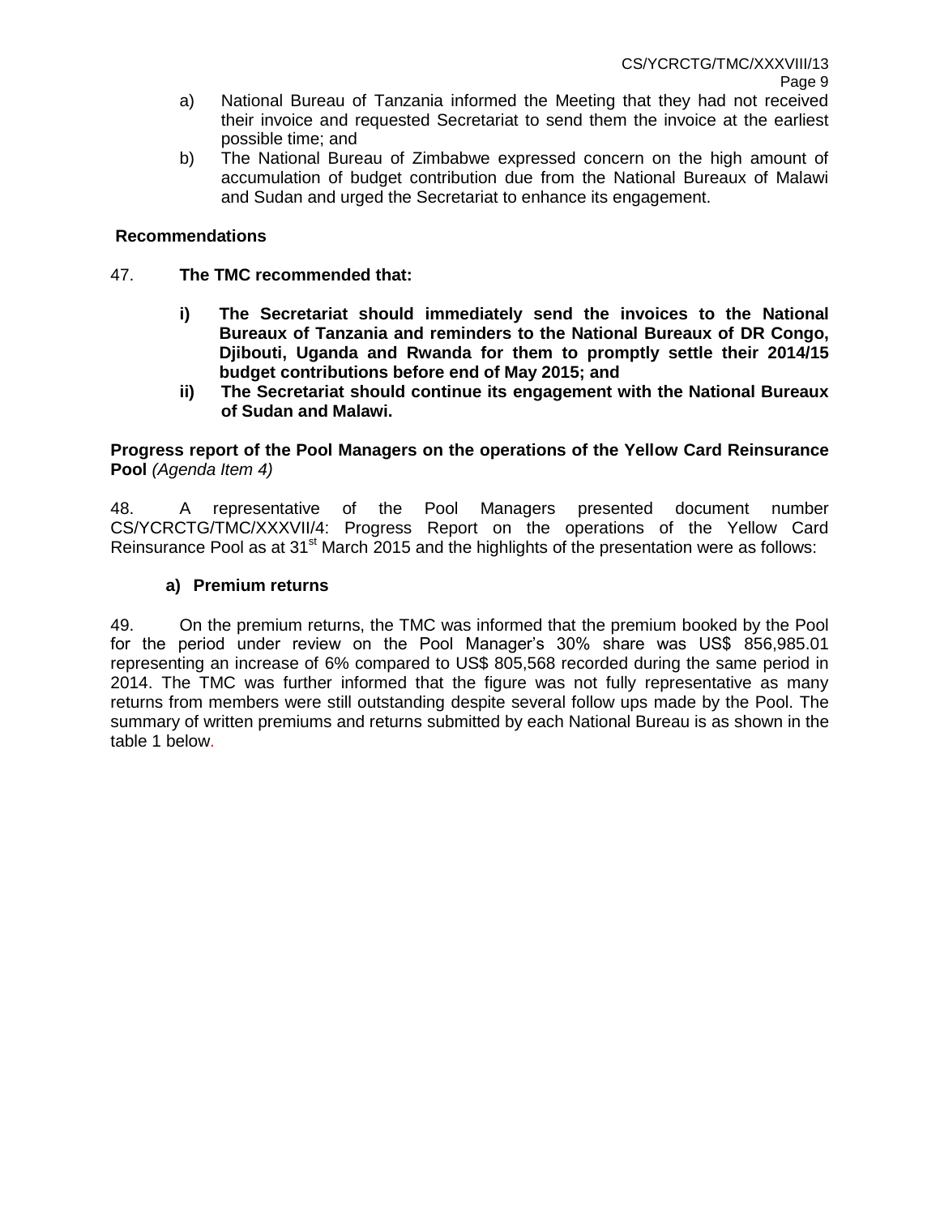a) National Bureau of Tanzania informed the Meeting that they had not received their invoice and requested Secretariat to send them the invoice at the earliest possible time; and

b) The National Bureau of Zimbabwe expressed concern on the high amount of accumulation of budget contribution due from the National Bureaux of Malawi and Sudan and urged the Secretariat to enhance its engagement.

**Recommendations**

47. **The TMC recommended that:**

**i) The Secretariat should immediately send the invoices to the National Bureaux of Tanzania and reminders to the National Bureaux of DR Congo, Djibouti, Uganda and Rwanda for them to promptly settle their 2014/15 budget contributions before end of May 2015; and**

**ii) The Secretariat should continue its engagement with the National Bureaux of Sudan and Malawi.**

**Progress report of the Pool Managers on the operations of the Yellow Card Reinsurance Pool** *(Agenda Item 4)*

48. A representative of the Pool Managers presented document number CS/YCRCTG/TMC/XXXVII/4: Progress Report on the operations of the Yellow Card Reinsurance Pool as at 31st March 2015 and the highlights of the presentation were as follows:

**a) Premium returns**

49. On the premium returns, the TMC was informed that the premium booked by the Pool for the period under review on the Pool Manager's 30% share was US$ 856,985.01 representing an increase of 6% compared to US$ 805,568 recorded during the same period in 2014. The TMC was further informed that the figure was not fully representative as many returns from members were still outstanding despite several follow ups made by the Pool. The summary of written premiums and returns submitted by each National Bureau is as shown in the table 1 below.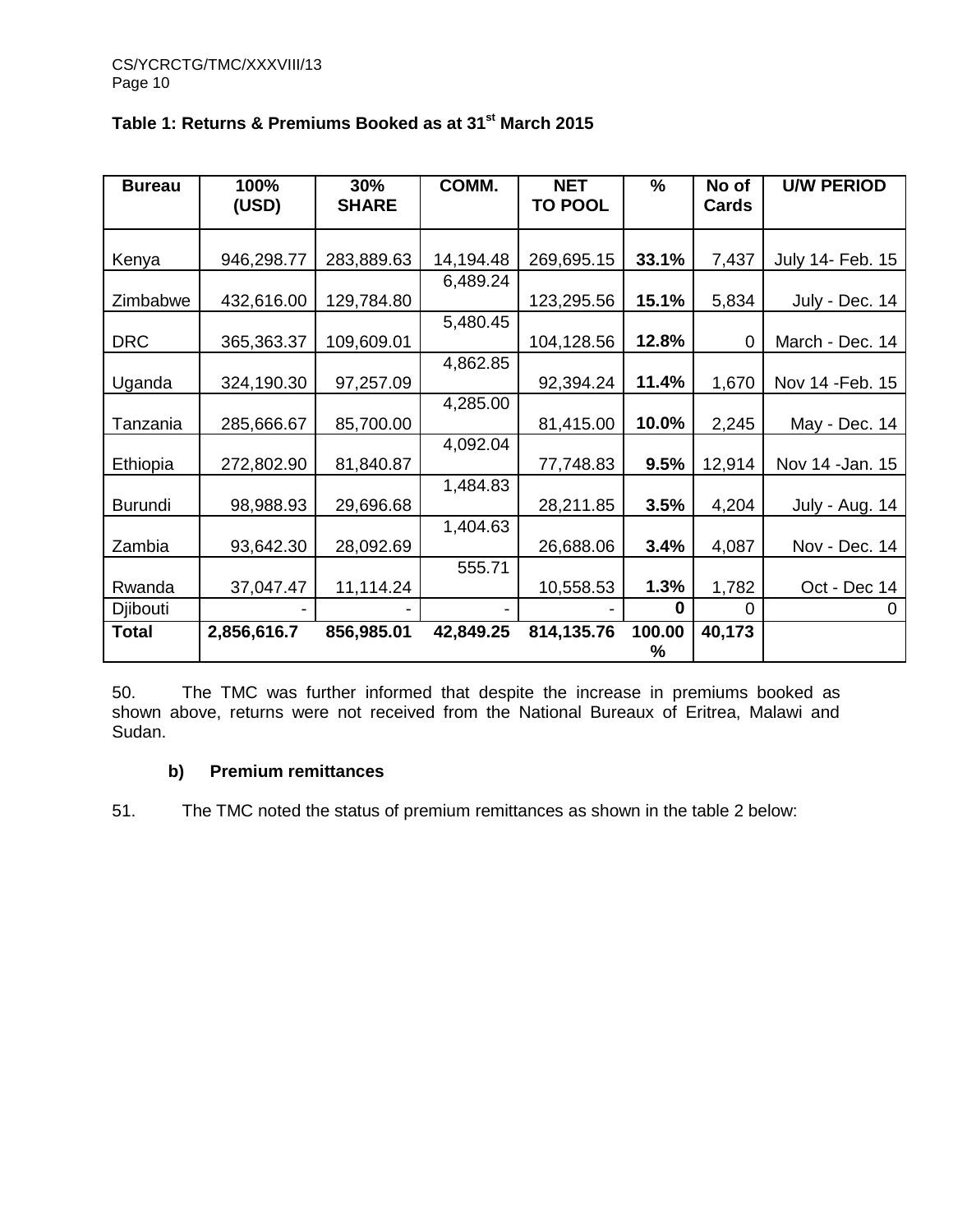**Table 1: Returns & Premiums Booked as at 31st March 2015**

| Bureau | 100% (USD) | 30% SHARE | COMM. | NET TO POOL | % | No of Cards | U/W PERIOD |
|---|---|---|---|---|---|---|---|
| Kenya | 946,298.77 | 283,889.63 | 14,194.48 | 269,695.15 | **33.1%** | 7,437 | July 14- Feb. 15 |
| Zimbabwe | 432,616.00 | 129,784.80 | 6,489.24 | 123,295.56 | **15.1%** | 5,834 | July - Dec. 14 |
| DRC | 365,363.37 | 109,609.01 | 5,480.45 | 104,128.56 | **12.8%** | 0 | March - Dec. 14 |
| Uganda | 324,190.30 | 97,257.09 | 4,862.85 | 92,394.24 | **11.4%** | 1,670 | Nov 14 -Feb. 15 |
| Tanzania | 285,666.67 | 85,700.00 | 4,285.00 | 81,415.00 | **10.0%** | 2,245 | May - Dec. 14 |
| Ethiopia | 272,802.90 | 81,840.87 | 4,092.04 | 77,748.83 | **9.5%** | 12,914 | Nov 14 -Jan. 15 |
| Burundi | 98,988.93 | 29,696.68 | 1,484.83 | 28,211.85 | **3.5%** | 4,204 | July - Aug. 14 |
| Zambia | 93,642.30 | 28,092.69 | 1,404.63 | 26,688.06 | **3.4%** | 4,087 | Nov - Dec. 14 |
| Rwanda | 37,047.47 | 11,114.24 | 555.71 | 10,558.53 | **1.3%** | 1,782 | Oct - Dec 14 |
| Djibouti | - | - | - | - | **0** | 0 | 0 |
| **Total** | **2,856,616.7** | **856,985.01** | **42,849.25** | **814,135.76** | **100.00%** | **40,173** | |

50. The TMC was further informed that despite the increase in premiums booked as shown above, returns were not received from the National Bureaux of Eritrea, Malawi and Sudan.

**b) Premium remittances**

51. The TMC noted the status of premium remittances as shown in the table 2 below: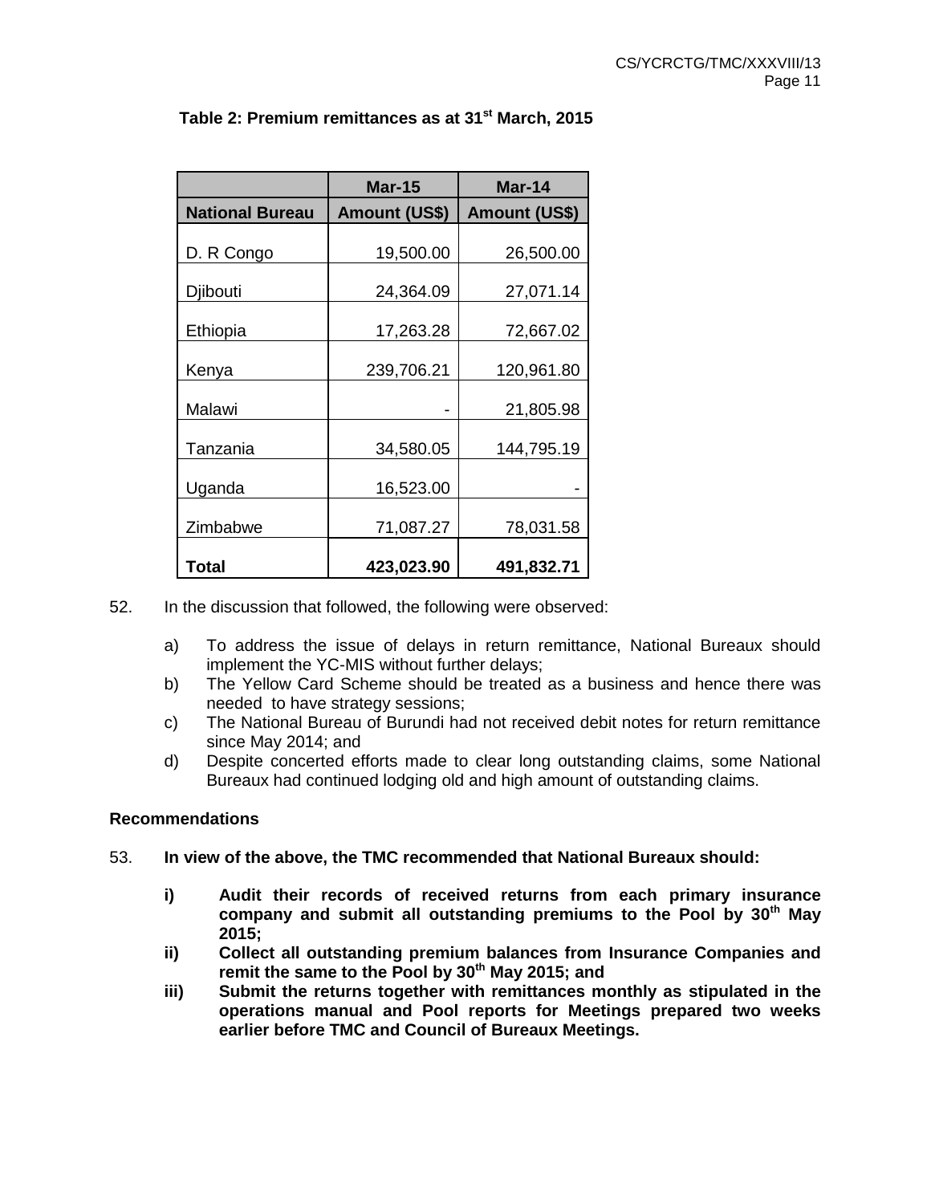**Table 2: Premium remittances as at 31st March, 2015**

| | Mar-15 | Mar-14 |
|---|---|---|
| **National Bureau** | **Amount (US$)** | **Amount (US$)** |
| D. R Congo | 19,500.00 | 26,500.00 |
| Djibouti | 24,364.09 | 27,071.14 |
| Ethiopia | 17,263.28 | 72,667.02 |
| Kenya | 239,706.21 | 120,961.80 |
| Malawi | - | 21,805.98 |
| Tanzania | 34,580.05 | 144,795.19 |
| Uganda | 16,523.00 | - |
| Zimbabwe | 71,087.27 | 78,031.58 |
| **Total** | **423,023.90** | **491,832.71** |

52. In the discussion that followed, the following were observed:

  a) To address the issue of delays in return remittance, National Bureaux should implement the YC-MIS without further delays;
  b) The Yellow Card Scheme should be treated as a business and hence there was needed to have strategy sessions;
  c) The National Bureau of Burundi had not received debit notes for return remittance since May 2014; and
  d) Despite concerted efforts made to clear long outstanding claims, some National Bureaux had continued lodging old and high amount of outstanding claims.

**Recommendations**

53. **In view of the above, the TMC recommended that National Bureaux should:**

  **i) Audit their records of received returns from each primary insurance company and submit all outstanding premiums to the Pool by 30th May 2015;**
  **ii) Collect all outstanding premium balances from Insurance Companies and remit the same to the Pool by 30th May 2015; and**
  **iii) Submit the returns together with remittances monthly as stipulated in the operations manual and Pool reports for Meetings prepared two weeks earlier before TMC and Council of Bureaux Meetings.**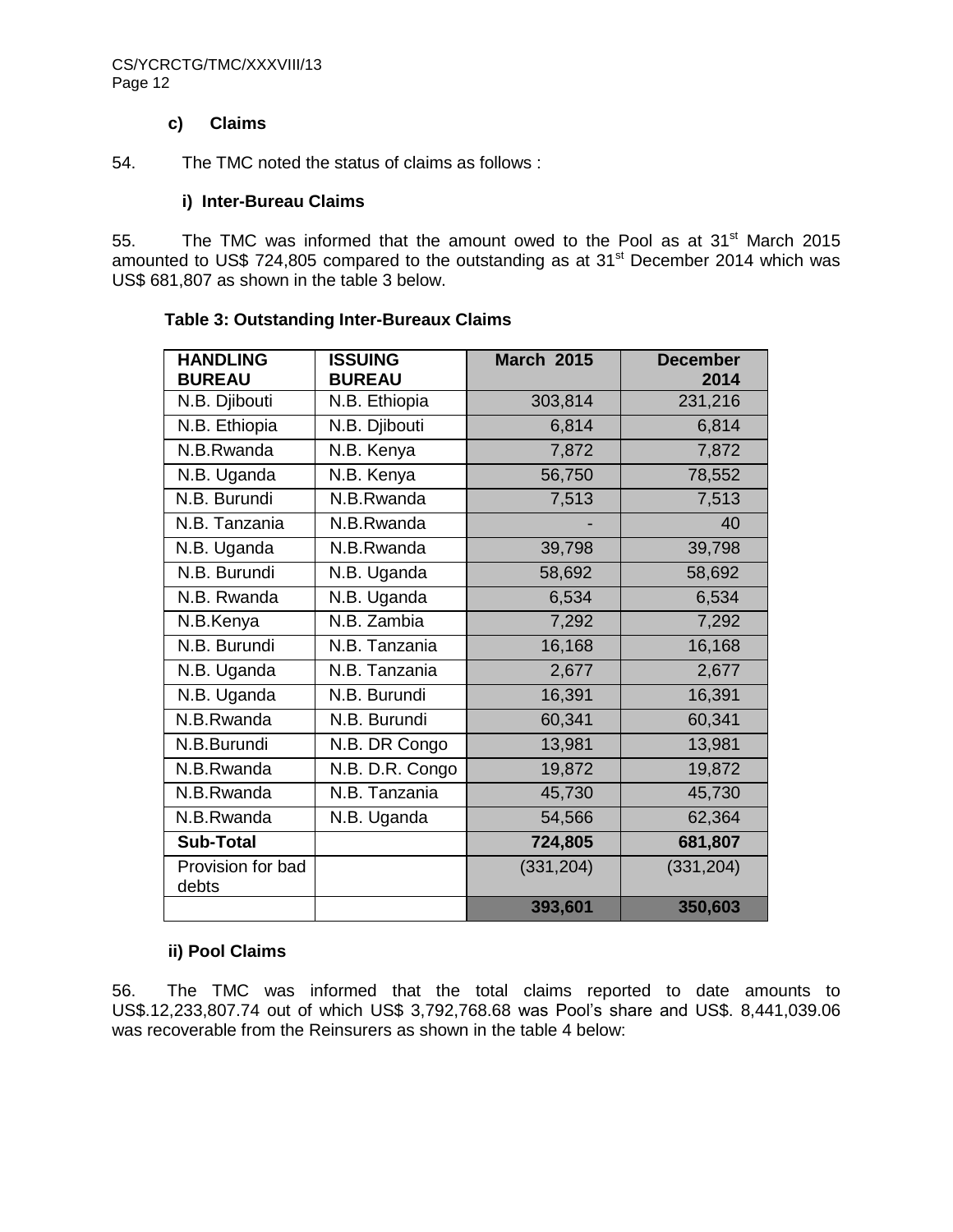### c) Claims

54. The TMC noted the status of claims as follows :

#### i) Inter-Bureau Claims

55. The TMC was informed that the amount owed to the Pool as at 31st March 2015 amounted to US$ 724,805 compared to the outstanding as at 31st December 2014 which was US$ 681,807 as shown in the table 3 below.

**Table 3: Outstanding Inter-Bureaux Claims**

| HANDLING BUREAU | ISSUING BUREAU | March 2015 | December 2014 |
|---|---|---|---|
| N.B. Djibouti | N.B. Ethiopia | 303,814 | 231,216 |
| N.B. Ethiopia | N.B. Djibouti | 6,814 | 6,814 |
| N.B.Rwanda | N.B. Kenya | 7,872 | 7,872 |
| N.B. Uganda | N.B. Kenya | 56,750 | 78,552 |
| N.B. Burundi | N.B.Rwanda | 7,513 | 7,513 |
| N.B. Tanzania | N.B.Rwanda | - | 40 |
| N.B. Uganda | N.B.Rwanda | 39,798 | 39,798 |
| N.B. Burundi | N.B. Uganda | 58,692 | 58,692 |
| N.B. Rwanda | N.B. Uganda | 6,534 | 6,534 |
| N.B.Kenya | N.B. Zambia | 7,292 | 7,292 |
| N.B. Burundi | N.B. Tanzania | 16,168 | 16,168 |
| N.B. Uganda | N.B. Tanzania | 2,677 | 2,677 |
| N.B. Uganda | N.B. Burundi | 16,391 | 16,391 |
| N.B.Rwanda | N.B. Burundi | 60,341 | 60,341 |
| N.B.Burundi | N.B. DR Congo | 13,981 | 13,981 |
| N.B.Rwanda | N.B. D.R. Congo | 19,872 | 19,872 |
| N.B.Rwanda | N.B. Tanzania | 45,730 | 45,730 |
| N.B.Rwanda | N.B. Uganda | 54,566 | 62,364 |
| **Sub-Total** | | **724,805** | **681,807** |
| Provision for bad debts | | (331,204) | (331,204) |
| | | **393,601** | **350,603** |

#### ii) Pool Claims

56. The TMC was informed that the total claims reported to date amounts to US$.12,233,807.74 out of which US$ 3,792,768.68 was Pool's share and US$. 8,441,039.06 was recoverable from the Reinsurers as shown in the table 4 below: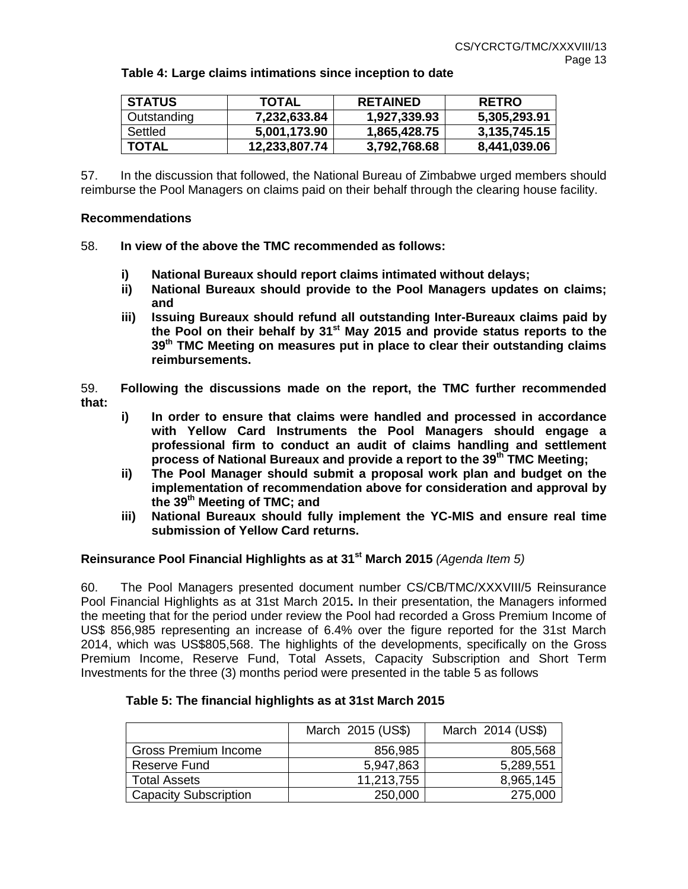**Table 4: Large claims intimations since inception to date**

| STATUS | TOTAL | RETAINED | RETRO |
|---|---|---|---|
| Outstanding | **7,232,633.84** | **1,927,339.93** | **5,305,293.91** |
| Settled | **5,001,173.90** | **1,865,428.75** | **3,135,745.15** |
| **TOTAL** | **12,233,807.74** | **3,792,768.68** | **8,441,039.06** |

57. In the discussion that followed, the National Bureau of Zimbabwe urged members should reimburse the Pool Managers on claims paid on their behalf through the clearing house facility.

**Recommendations**

58. **In view of the above the TMC recommended as follows:**

- **i) National Bureaux should report claims intimated without delays;**
- **ii) National Bureaux should provide to the Pool Managers updates on claims; and**
- **iii) Issuing Bureaux should refund all outstanding Inter-Bureaux claims paid by the Pool on their behalf by 31st May 2015 and provide status reports to the 39th TMC Meeting on measures put in place to clear their outstanding claims reimbursements.**

59. **Following the discussions made on the report, the TMC further recommended that:**

- **i) In order to ensure that claims were handled and processed in accordance with Yellow Card Instruments the Pool Managers should engage a professional firm to conduct an audit of claims handling and settlement process of National Bureaux and provide a report to the 39th TMC Meeting;**
- **ii) The Pool Manager should submit a proposal work plan and budget on the implementation of recommendation above for consideration and approval by the 39th Meeting of TMC; and**
- **iii) National Bureaux should fully implement the YC-MIS and ensure real time submission of Yellow Card returns.**

**Reinsurance Pool Financial Highlights as at 31st March 2015** *(Agenda Item 5)*

60. The Pool Managers presented document number CS/CB/TMC/XXXVIII/5 Reinsurance Pool Financial Highlights as at 31st March 2015**.** In their presentation, the Managers informed the meeting that for the period under review the Pool had recorded a Gross Premium Income of US$ 856,985 representing an increase of 6.4% over the figure reported for the 31st March 2014, which was US$805,568. The highlights of the developments, specifically on the Gross Premium Income, Reserve Fund, Total Assets, Capacity Subscription and Short Term Investments for the three (3) months period were presented in the table 5 as follows

**Table 5: The financial highlights as at 31st March 2015**

| | March 2015 (US$) | March 2014 (US$) |
|---|---|---|
| Gross Premium Income | 856,985 | 805,568 |
| Reserve Fund | 5,947,863 | 5,289,551 |
| Total Assets | 11,213,755 | 8,965,145 |
| Capacity Subscription | 250,000 | 275,000 |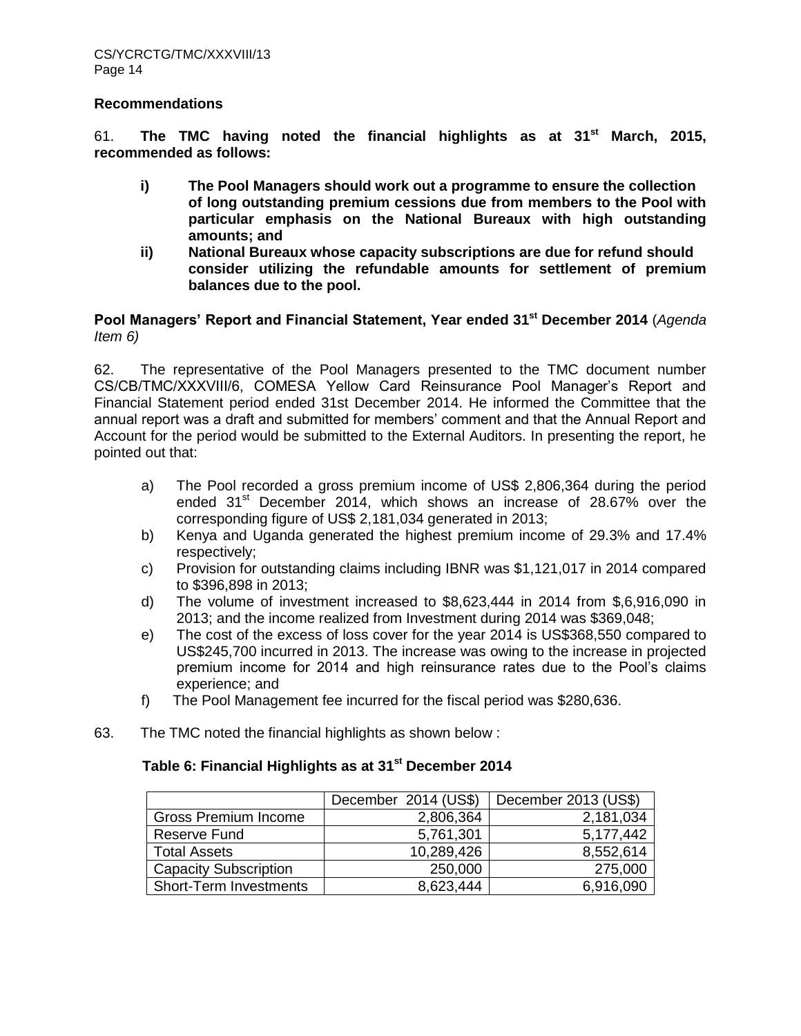**Recommendations**

61. **The TMC having noted the financial highlights as at 31st March, 2015, recommended as follows:**

- **i) The Pool Managers should work out a programme to ensure the collection of long outstanding premium cessions due from members to the Pool with particular emphasis on the National Bureaux with high outstanding amounts; and**
- **ii) National Bureaux whose capacity subscriptions are due for refund should consider utilizing the refundable amounts for settlement of premium balances due to the pool.**

**Pool Managers' Report and Financial Statement, Year ended 31st December 2014** (*Agenda Item 6)*

62. The representative of the Pool Managers presented to the TMC document number CS/CB/TMC/XXXVIII/6, COMESA Yellow Card Reinsurance Pool Manager's Report and Financial Statement period ended 31st December 2014. He informed the Committee that the annual report was a draft and submitted for members' comment and that the Annual Report and Account for the period would be submitted to the External Auditors. In presenting the report, he pointed out that:

- a) The Pool recorded a gross premium income of US$ 2,806,364 during the period ended 31st December 2014, which shows an increase of 28.67% over the corresponding figure of US$ 2,181,034 generated in 2013;
- b) Kenya and Uganda generated the highest premium income of 29.3% and 17.4% respectively;
- c) Provision for outstanding claims including IBNR was $1,121,017 in 2014 compared to $396,898 in 2013;
- d) The volume of investment increased to $8,623,444 in 2014 from $,6,916,090 in 2013; and the income realized from Investment during 2014 was $369,048;
- e) The cost of the excess of loss cover for the year 2014 is US$368,550 compared to US$245,700 incurred in 2013. The increase was owing to the increase in projected premium income for 2014 and high reinsurance rates due to the Pool's claims experience; and
- f) The Pool Management fee incurred for the fiscal period was $280,636.

63. The TMC noted the financial highlights as shown below :

**Table 6: Financial Highlights as at 31st December 2014**

| | December 2014 (US$) | December 2013 (US$) |
|---|---:|---:|
| Gross Premium Income | 2,806,364 | 2,181,034 |
| Reserve Fund | 5,761,301 | 5,177,442 |
| Total Assets | 10,289,426 | 8,552,614 |
| Capacity Subscription | 250,000 | 275,000 |
| Short-Term Investments | 8,623,444 | 6,916,090 |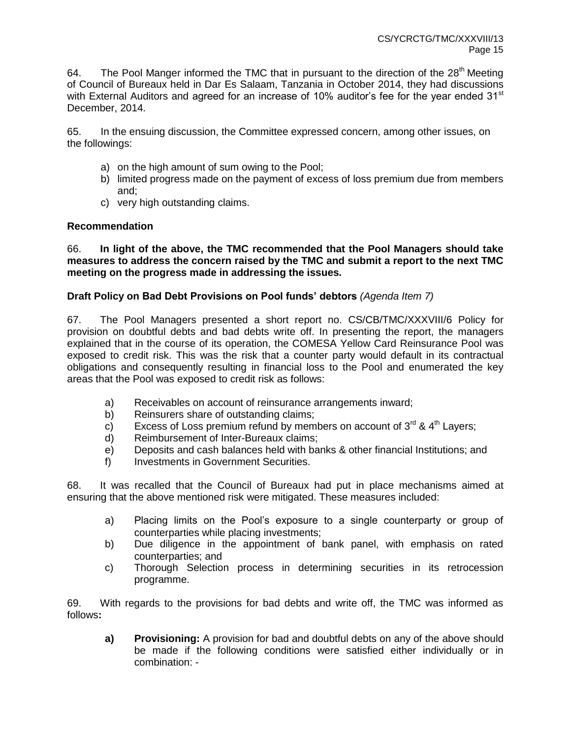64. The Pool Manger informed the TMC that in pursuant to the direction of the 28th Meeting of Council of Bureaux held in Dar Es Salaam, Tanzania in October 2014, they had discussions with External Auditors and agreed for an increase of 10% auditor's fee for the year ended 31st December, 2014.

65. In the ensuing discussion, the Committee expressed concern, among other issues, on the followings:

a) on the high amount of sum owing to the Pool;
b) limited progress made on the payment of excess of loss premium due from members and;
c) very high outstanding claims.

**Recommendation**

66. **In light of the above, the TMC recommended that the Pool Managers should take measures to address the concern raised by the TMC and submit a report to the next TMC meeting on the progress made in addressing the issues.**

**Draft Policy on Bad Debt Provisions on Pool funds' debtors** *(Agenda Item 7)*

67. The Pool Managers presented a short report no. CS/CB/TMC/XXXVIII/6 Policy for provision on doubtful debts and bad debts write off. In presenting the report, the managers explained that in the course of its operation, the COMESA Yellow Card Reinsurance Pool was exposed to credit risk. This was the risk that a counter party would default in its contractual obligations and consequently resulting in financial loss to the Pool and enumerated the key areas that the Pool was exposed to credit risk as follows:

a) Receivables on account of reinsurance arrangements inward;
b) Reinsurers share of outstanding claims;
c) Excess of Loss premium refund by members on account of 3rd & 4th Layers;
d) Reimbursement of Inter-Bureaux claims;
e) Deposits and cash balances held with banks & other financial Institutions; and
f) Investments in Government Securities.

68. It was recalled that the Council of Bureaux had put in place mechanisms aimed at ensuring that the above mentioned risk were mitigated. These measures included:

a) Placing limits on the Pool's exposure to a single counterparty or group of counterparties while placing investments;
b) Due diligence in the appointment of bank panel, with emphasis on rated counterparties; and
c) Thorough Selection process in determining securities in its retrocession programme.

69. With regards to the provisions for bad debts and write off, the TMC was informed as follows**:**

**a) Provisioning:** A provision for bad and doubtful debts on any of the above should be made if the following conditions were satisfied either individually or in combination: -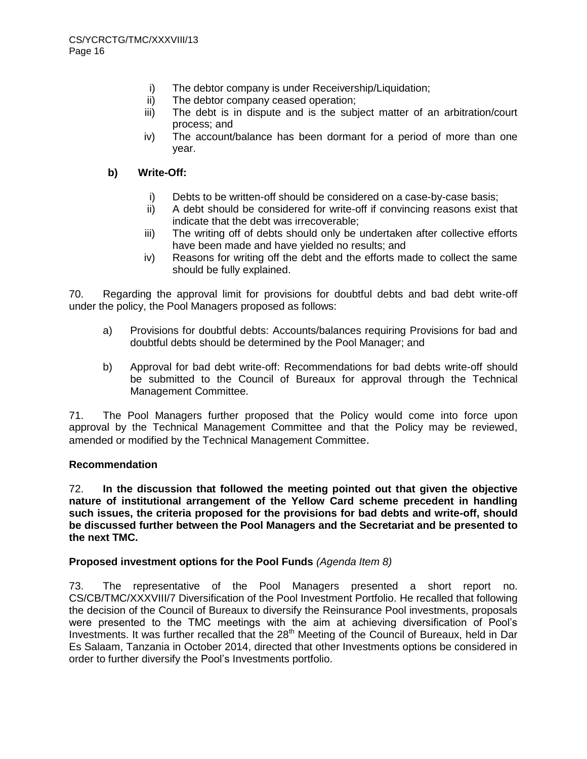i) The debtor company is under Receivership/Liquidation;
ii) The debtor company ceased operation;
iii) The debt is in dispute and is the subject matter of an arbitration/court process; and
iv) The account/balance has been dormant for a period of more than one year.

**b) Write-Off:**

i) Debts to be written-off should be considered on a case-by-case basis;
ii) A debt should be considered for write-off if convincing reasons exist that indicate that the debt was irrecoverable;
iii) The writing off of debts should only be undertaken after collective efforts have been made and have yielded no results; and
iv) Reasons for writing off the debt and the efforts made to collect the same should be fully explained.

70. Regarding the approval limit for provisions for doubtful debts and bad debt write-off under the policy, the Pool Managers proposed as follows:

a) Provisions for doubtful debts: Accounts/balances requiring Provisions for bad and doubtful debts should be determined by the Pool Manager; and

b) Approval for bad debt write-off: Recommendations for bad debts write-off should be submitted to the Council of Bureaux for approval through the Technical Management Committee.

71. The Pool Managers further proposed that the Policy would come into force upon approval by the Technical Management Committee and that the Policy may be reviewed, amended or modified by the Technical Management Committee.

**Recommendation**

72. **In the discussion that followed the meeting pointed out that given the objective nature of institutional arrangement of the Yellow Card scheme precedent in handling such issues, the criteria proposed for the provisions for bad debts and write-off, should be discussed further between the Pool Managers and the Secretariat and be presented to the next TMC.**

**Proposed investment options for the Pool Funds** *(Agenda Item 8)*

73. The representative of the Pool Managers presented a short report no. CS/CB/TMC/XXXVIII/7 Diversification of the Pool Investment Portfolio. He recalled that following the decision of the Council of Bureaux to diversify the Reinsurance Pool investments, proposals were presented to the TMC meetings with the aim at achieving diversification of Pool's Investments. It was further recalled that the 28th Meeting of the Council of Bureaux, held in Dar Es Salaam, Tanzania in October 2014, directed that other Investments options be considered in order to further diversify the Pool's Investments portfolio.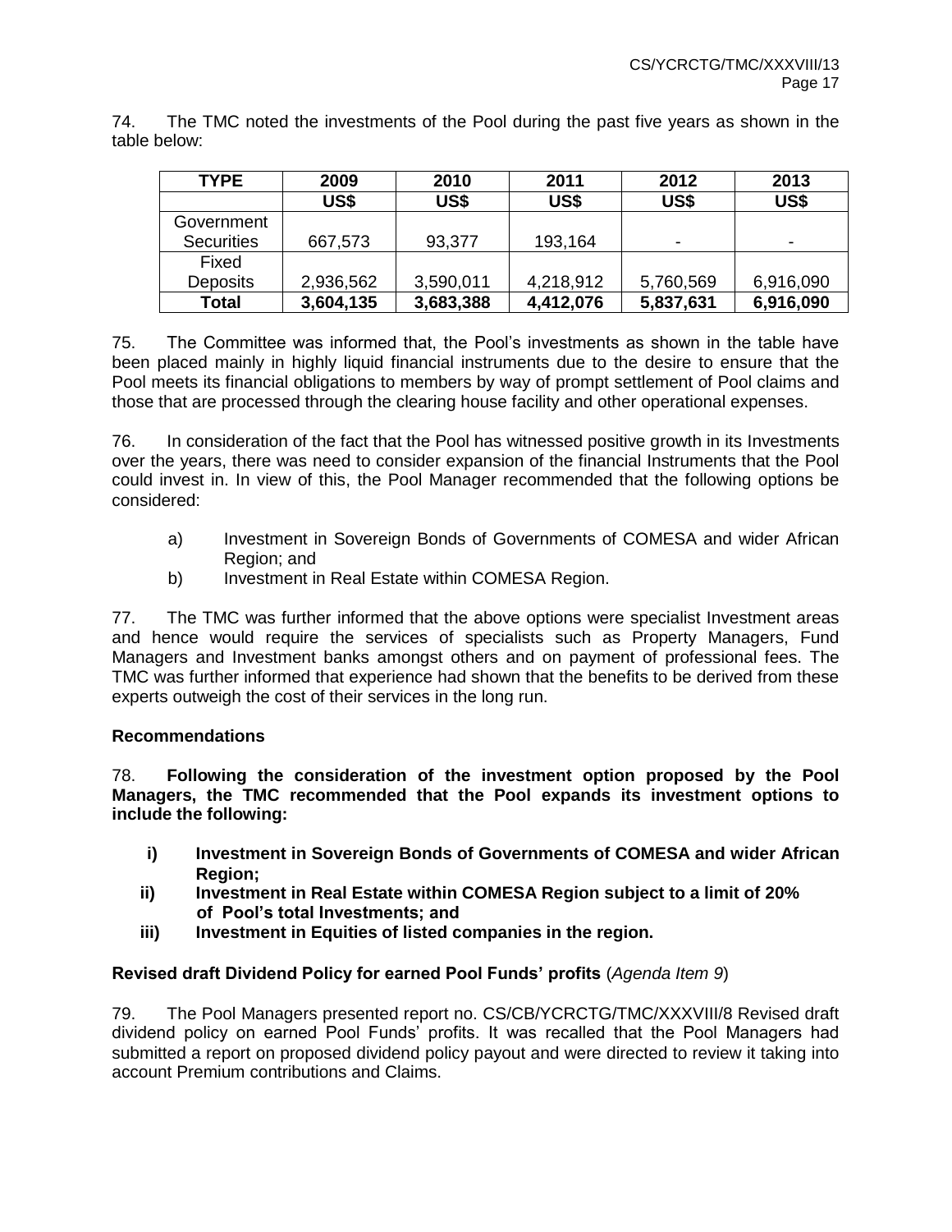74. The TMC noted the investments of the Pool during the past five years as shown in the table below:

| TYPE | 2009 | 2010 | 2011 | 2012 | 2013 |
|---|---|---|---|---|---|
| | US$ | US$ | US$ | US$ | US$ |
| Government Securities | 667,573 | 93,377 | 193,164 | - | - |
| Fixed Deposits | 2,936,562 | 3,590,011 | 4,218,912 | 5,760,569 | 6,916,090 |
| **Total** | **3,604,135** | **3,683,388** | **4,412,076** | **5,837,631** | **6,916,090** |

75. The Committee was informed that, the Pool's investments as shown in the table have been placed mainly in highly liquid financial instruments due to the desire to ensure that the Pool meets its financial obligations to members by way of prompt settlement of Pool claims and those that are processed through the clearing house facility and other operational expenses.

76. In consideration of the fact that the Pool has witnessed positive growth in its Investments over the years, there was need to consider expansion of the financial Instruments that the Pool could invest in. In view of this, the Pool Manager recommended that the following options be considered:

a) Investment in Sovereign Bonds of Governments of COMESA and wider African Region; and
b) Investment in Real Estate within COMESA Region.

77. The TMC was further informed that the above options were specialist Investment areas and hence would require the services of specialists such as Property Managers, Fund Managers and Investment banks amongst others and on payment of professional fees. The TMC was further informed that experience had shown that the benefits to be derived from these experts outweigh the cost of their services in the long run.

**Recommendations**

78. **Following the consideration of the investment option proposed by the Pool Managers, the TMC recommended that the Pool expands its investment options to include the following:**

**i) Investment in Sovereign Bonds of Governments of COMESA and wider African Region;**
**ii) Investment in Real Estate within COMESA Region subject to a limit of 20% of Pool's total Investments; and**
**iii) Investment in Equities of listed companies in the region.**

**Revised draft Dividend Policy for earned Pool Funds' profits** (*Agenda Item 9*)

79. The Pool Managers presented report no. CS/CB/YCRCTG/TMC/XXXVIII/8 Revised draft dividend policy on earned Pool Funds' profits. It was recalled that the Pool Managers had submitted a report on proposed dividend policy payout and were directed to review it taking into account Premium contributions and Claims.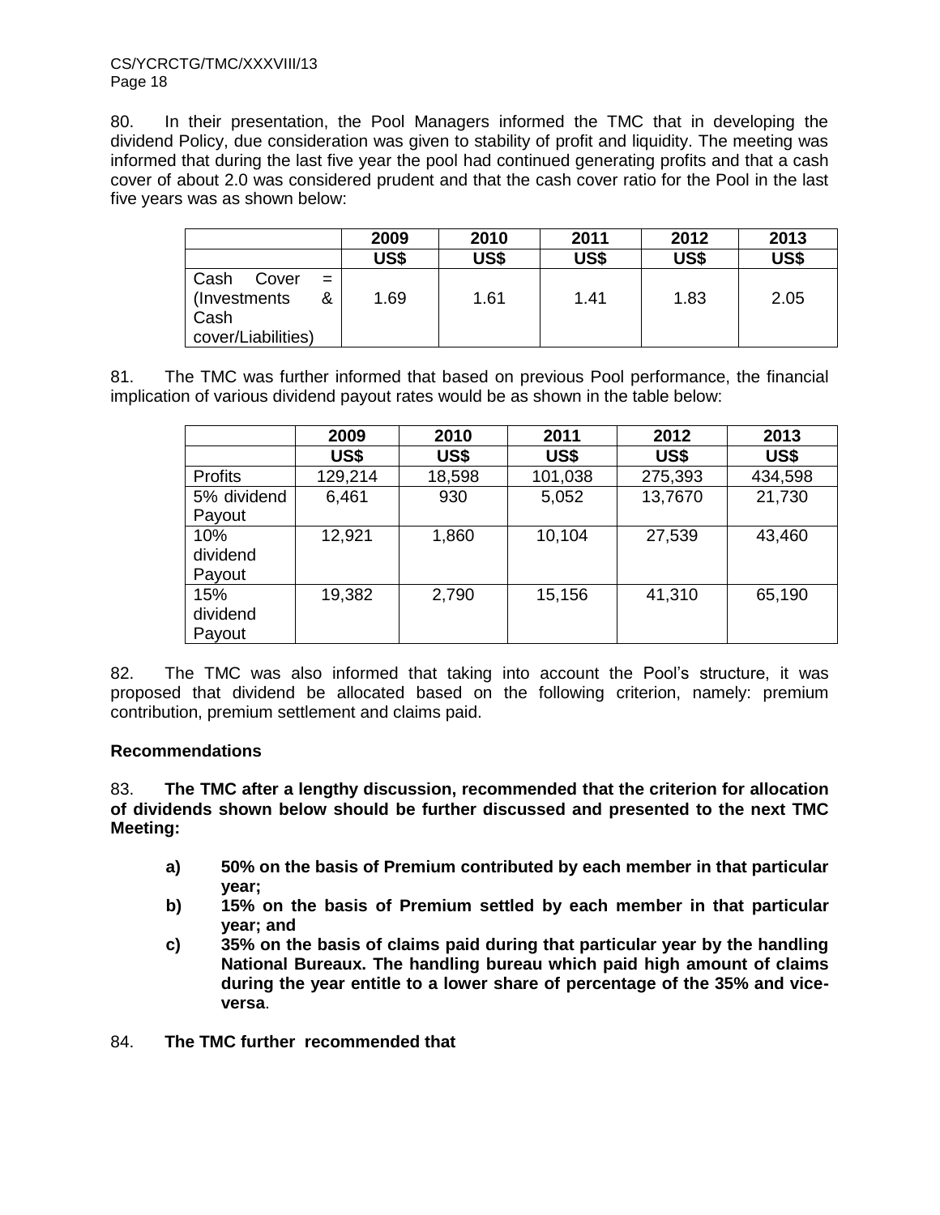80. In their presentation, the Pool Managers informed the TMC that in developing the dividend Policy, due consideration was given to stability of profit and liquidity. The meeting was informed that during the last five year the pool had continued generating profits and that a cash cover of about 2.0 was considered prudent and that the cash cover ratio for the Pool in the last five years was as shown below:

| | 2009 | 2010 | 2011 | 2012 | 2013 |
|---|---|---|---|---|---|
| | US$ | US$ | US$ | US$ | US$ |
| Cash Cover = (Investments & Cash cover/Liabilities) | 1.69 | 1.61 | 1.41 | 1.83 | 2.05 |

81. The TMC was further informed that based on previous Pool performance, the financial implication of various dividend payout rates would be as shown in the table below:

| | 2009 | 2010 | 2011 | 2012 | 2013 |
|---|---|---|---|---|---|
| | US$ | US$ | US$ | US$ | US$ |
| Profits | 129,214 | 18,598 | 101,038 | 275,393 | 434,598 |
| 5% dividend Payout | 6,461 | 930 | 5,052 | 13,7670 | 21,730 |
| 10% dividend Payout | 12,921 | 1,860 | 10,104 | 27,539 | 43,460 |
| 15% dividend Payout | 19,382 | 2,790 | 15,156 | 41,310 | 65,190 |

82. The TMC was also informed that taking into account the Pool's structure, it was proposed that dividend be allocated based on the following criterion, namely: premium contribution, premium settlement and claims paid.

**Recommendations**

83. **The TMC after a lengthy discussion, recommended that the criterion for allocation of dividends shown below should be further discussed and presented to the next TMC Meeting:**

**a) 50% on the basis of Premium contributed by each member in that particular year;**

**b) 15% on the basis of Premium settled by each member in that particular year; and**

**c) 35% on the basis of claims paid during that particular year by the handling National Bureaux. The handling bureau which paid high amount of claims during the year entitle to a lower share of percentage of the 35% and vice-versa**.

84. **The TMC further recommended that**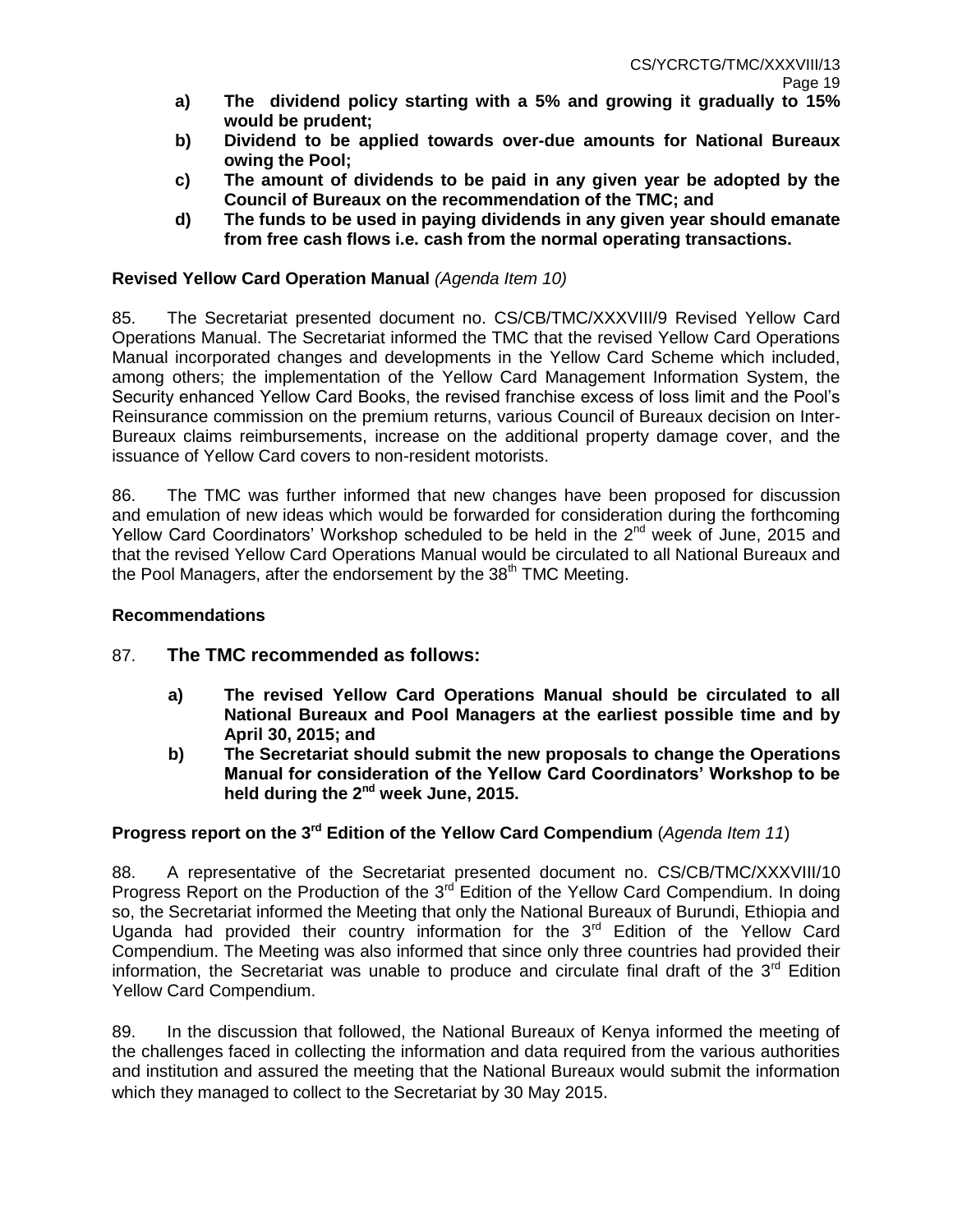**a) The dividend policy starting with a 5% and growing it gradually to 15% would be prudent;**

**b) Dividend to be applied towards over-due amounts for National Bureaux owing the Pool;**

**c) The amount of dividends to be paid in any given year be adopted by the Council of Bureaux on the recommendation of the TMC; and**

**d) The funds to be used in paying dividends in any given year should emanate from free cash flows i.e. cash from the normal operating transactions.**

**Revised Yellow Card Operation Manual** *(Agenda Item 10)*

85. The Secretariat presented document no. CS/CB/TMC/XXXVIII/9 Revised Yellow Card Operations Manual. The Secretariat informed the TMC that the revised Yellow Card Operations Manual incorporated changes and developments in the Yellow Card Scheme which included, among others; the implementation of the Yellow Card Management Information System, the Security enhanced Yellow Card Books, the revised franchise excess of loss limit and the Pool's Reinsurance commission on the premium returns, various Council of Bureaux decision on Inter-Bureaux claims reimbursements, increase on the additional property damage cover, and the issuance of Yellow Card covers to non-resident motorists.

86. The TMC was further informed that new changes have been proposed for discussion and emulation of new ideas which would be forwarded for consideration during the forthcoming Yellow Card Coordinators' Workshop scheduled to be held in the 2nd week of June, 2015 and that the revised Yellow Card Operations Manual would be circulated to all National Bureaux and the Pool Managers, after the endorsement by the 38th TMC Meeting.

**Recommendations**

87. **The TMC recommended as follows:**

**a) The revised Yellow Card Operations Manual should be circulated to all National Bureaux and Pool Managers at the earliest possible time and by April 30, 2015; and**

**b) The Secretariat should submit the new proposals to change the Operations Manual for consideration of the Yellow Card Coordinators' Workshop to be held during the 2nd week June, 2015.**

**Progress report on the 3rd Edition of the Yellow Card Compendium** (*Agenda Item 11*)

88. A representative of the Secretariat presented document no. CS/CB/TMC/XXXVIII/10 Progress Report on the Production of the 3rd Edition of the Yellow Card Compendium. In doing so, the Secretariat informed the Meeting that only the National Bureaux of Burundi, Ethiopia and Uganda had provided their country information for the 3rd Edition of the Yellow Card Compendium. The Meeting was also informed that since only three countries had provided their information, the Secretariat was unable to produce and circulate final draft of the 3rd Edition Yellow Card Compendium.

89. In the discussion that followed, the National Bureaux of Kenya informed the meeting of the challenges faced in collecting the information and data required from the various authorities and institution and assured the meeting that the National Bureaux would submit the information which they managed to collect to the Secretariat by 30 May 2015.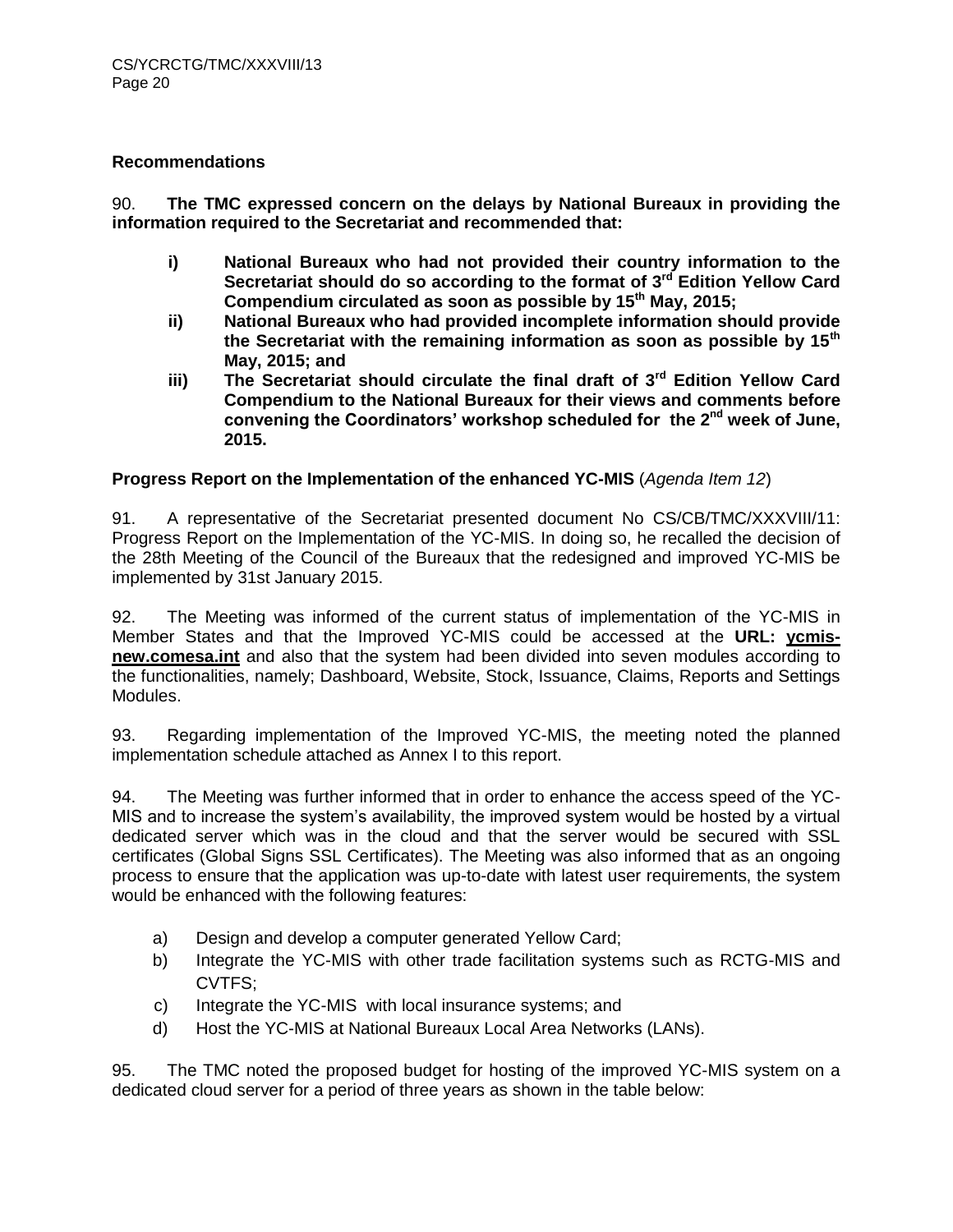### Recommendations

90. **The TMC expressed concern on the delays by National Bureaux in providing the information required to the Secretariat and recommended that:**

- **i) National Bureaux who had not provided their country information to the Secretariat should do so according to the format of 3rd Edition Yellow Card Compendium circulated as soon as possible by 15th May, 2015;**
- **ii) National Bureaux who had provided incomplete information should provide the Secretariat with the remaining information as soon as possible by 15th May, 2015; and**
- **iii) The Secretariat should circulate the final draft of 3rd Edition Yellow Card Compendium to the National Bureaux for their views and comments before convening the Coordinators' workshop scheduled for the 2nd week of June, 2015.**

### Progress Report on the Implementation of the enhanced YC-MIS (*Agenda Item 12*)

91. A representative of the Secretariat presented document No CS/CB/TMC/XXXVIII/11: Progress Report on the Implementation of the YC-MIS. In doing so, he recalled the decision of the 28th Meeting of the Council of the Bureaux that the redesigned and improved YC-MIS be implemented by 31st January 2015.

92. The Meeting was informed of the current status of implementation of the YC-MIS in Member States and that the Improved YC-MIS could be accessed at the **URL: ycmis-new.comesa.int** and also that the system had been divided into seven modules according to the functionalities, namely; Dashboard, Website, Stock, Issuance, Claims, Reports and Settings Modules.

93. Regarding implementation of the Improved YC-MIS, the meeting noted the planned implementation schedule attached as Annex I to this report.

94. The Meeting was further informed that in order to enhance the access speed of the YC-MIS and to increase the system's availability, the improved system would be hosted by a virtual dedicated server which was in the cloud and that the server would be secured with SSL certificates (Global Signs SSL Certificates). The Meeting was also informed that as an ongoing process to ensure that the application was up-to-date with latest user requirements, the system would be enhanced with the following features:

- a) Design and develop a computer generated Yellow Card;
- b) Integrate the YC-MIS with other trade facilitation systems such as RCTG-MIS and CVTFS;
- c) Integrate the YC-MIS with local insurance systems; and
- d) Host the YC-MIS at National Bureaux Local Area Networks (LANs).

95. The TMC noted the proposed budget for hosting of the improved YC-MIS system on a dedicated cloud server for a period of three years as shown in the table below: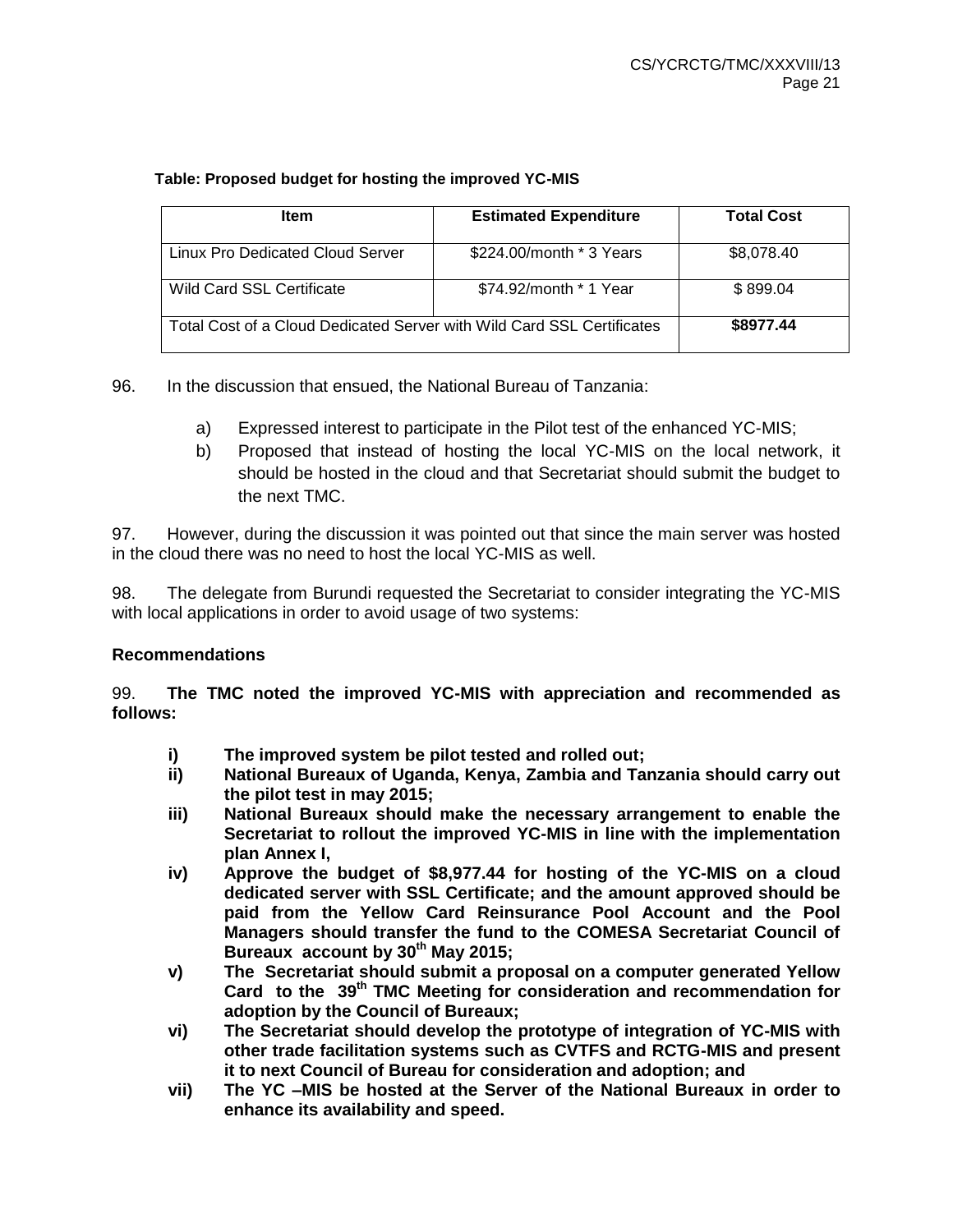**Table: Proposed budget for hosting the improved YC-MIS**

| Item | Estimated Expenditure | Total Cost |
|---|---|---|
| Linux Pro Dedicated Cloud Server | \$224.00/month * 3 Years | \$8,078.40 |
| Wild Card SSL Certificate | \$74.92/month * 1 Year | \$ 899.04 |
| Total Cost of a Cloud Dedicated Server with Wild Card SSL Certificates | | **\$8977.44** |

96. In the discussion that ensued, the National Bureau of Tanzania:

  a) Expressed interest to participate in the Pilot test of the enhanced YC-MIS;
  b) Proposed that instead of hosting the local YC-MIS on the local network, it should be hosted in the cloud and that Secretariat should submit the budget to the next TMC.

97. However, during the discussion it was pointed out that since the main server was hosted in the cloud there was no need to host the local YC-MIS as well.

98. The delegate from Burundi requested the Secretariat to consider integrating the YC-MIS with local applications in order to avoid usage of two systems:

### Recommendations

99. **The TMC noted the improved YC-MIS with appreciation and recommended as follows:**

  **i) The improved system be pilot tested and rolled out;**
  **ii) National Bureaux of Uganda, Kenya, Zambia and Tanzania should carry out the pilot test in may 2015;**
  **iii) National Bureaux should make the necessary arrangement to enable the Secretariat to rollout the improved YC-MIS in line with the implementation plan Annex I,**
  **iv) Approve the budget of \$8,977.44 for hosting of the YC-MIS on a cloud dedicated server with SSL Certificate; and the amount approved should be paid from the Yellow Card Reinsurance Pool Account and the Pool Managers should transfer the fund to the COMESA Secretariat Council of Bureaux account by 30th May 2015;**
  **v) The Secretariat should submit a proposal on a computer generated Yellow Card to the 39th TMC Meeting for consideration and recommendation for adoption by the Council of Bureaux;**
  **vi) The Secretariat should develop the prototype of integration of YC-MIS with other trade facilitation systems such as CVTFS and RCTG-MIS and present it to next Council of Bureau for consideration and adoption; and**
  **vii) The YC –MIS be hosted at the Server of the National Bureaux in order to enhance its availability and speed.**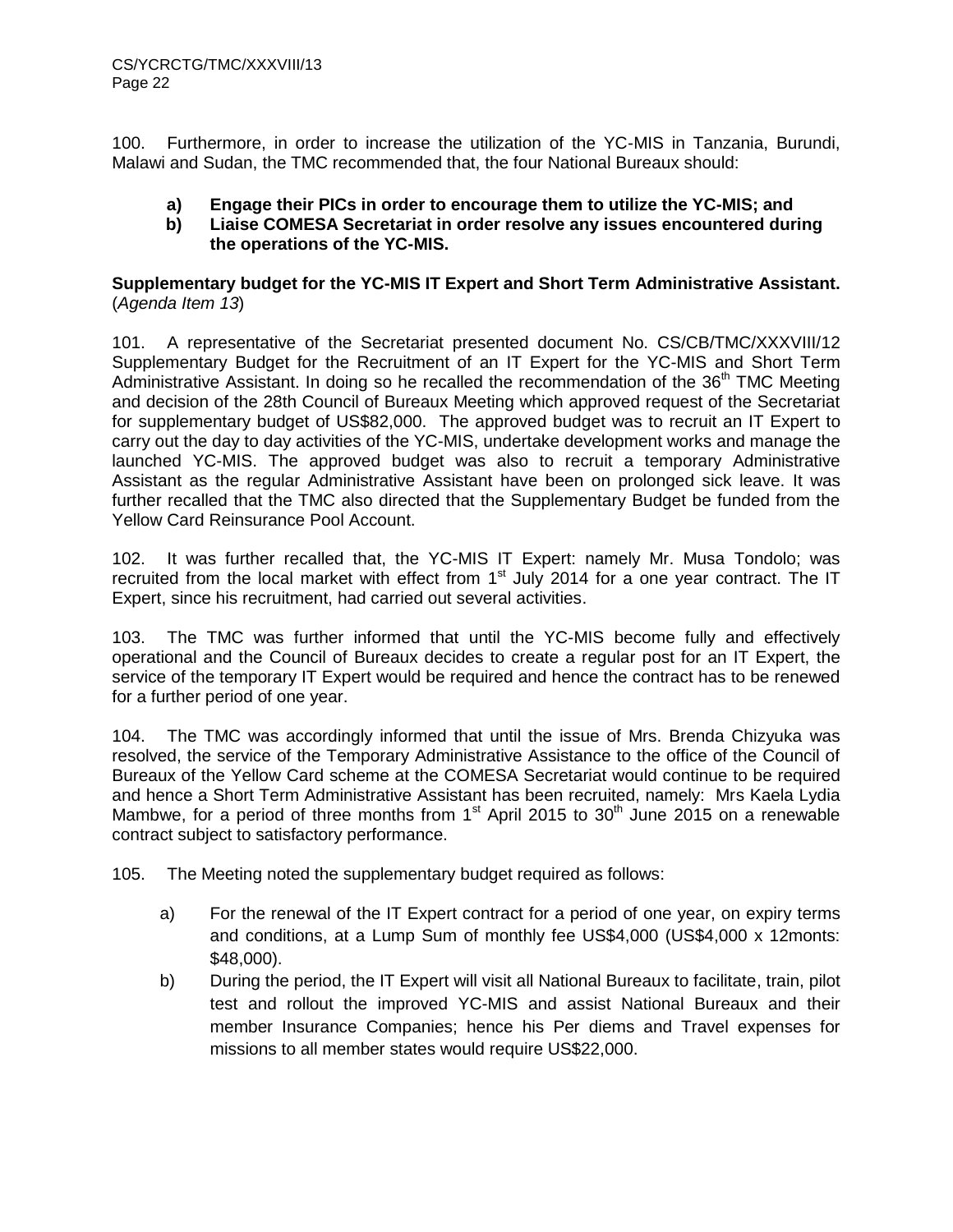100. Furthermore, in order to increase the utilization of the YC-MIS in Tanzania, Burundi, Malawi and Sudan, the TMC recommended that, the four National Bureaux should:

**a) Engage their PICs in order to encourage them to utilize the YC-MIS; and**
**b) Liaise COMESA Secretariat in order resolve any issues encountered during the operations of the YC-MIS.**

**Supplementary budget for the YC-MIS IT Expert and Short Term Administrative Assistant.** (*Agenda Item 13*)

101. A representative of the Secretariat presented document No. CS/CB/TMC/XXXVIII/12 Supplementary Budget for the Recruitment of an IT Expert for the YC-MIS and Short Term Administrative Assistant. In doing so he recalled the recommendation of the 36th TMC Meeting and decision of the 28th Council of Bureaux Meeting which approved request of the Secretariat for supplementary budget of US$82,000. The approved budget was to recruit an IT Expert to carry out the day to day activities of the YC-MIS, undertake development works and manage the launched YC-MIS. The approved budget was also to recruit a temporary Administrative Assistant as the regular Administrative Assistant have been on prolonged sick leave. It was further recalled that the TMC also directed that the Supplementary Budget be funded from the Yellow Card Reinsurance Pool Account.

102. It was further recalled that, the YC-MIS IT Expert: namely Mr. Musa Tondolo; was recruited from the local market with effect from 1st July 2014 for a one year contract. The IT Expert, since his recruitment, had carried out several activities.

103. The TMC was further informed that until the YC-MIS become fully and effectively operational and the Council of Bureaux decides to create a regular post for an IT Expert, the service of the temporary IT Expert would be required and hence the contract has to be renewed for a further period of one year.

104. The TMC was accordingly informed that until the issue of Mrs. Brenda Chizyuka was resolved, the service of the Temporary Administrative Assistance to the office of the Council of Bureaux of the Yellow Card scheme at the COMESA Secretariat would continue to be required and hence a Short Term Administrative Assistant has been recruited, namely: Mrs Kaela Lydia Mambwe, for a period of three months from 1st April 2015 to 30th June 2015 on a renewable contract subject to satisfactory performance.

105. The Meeting noted the supplementary budget required as follows:

a) For the renewal of the IT Expert contract for a period of one year, on expiry terms and conditions, at a Lump Sum of monthly fee US$4,000 (US$4,000 x 12monts: $48,000).

b) During the period, the IT Expert will visit all National Bureaux to facilitate, train, pilot test and rollout the improved YC-MIS and assist National Bureaux and their member Insurance Companies; hence his Per diems and Travel expenses for missions to all member states would require US$22,000.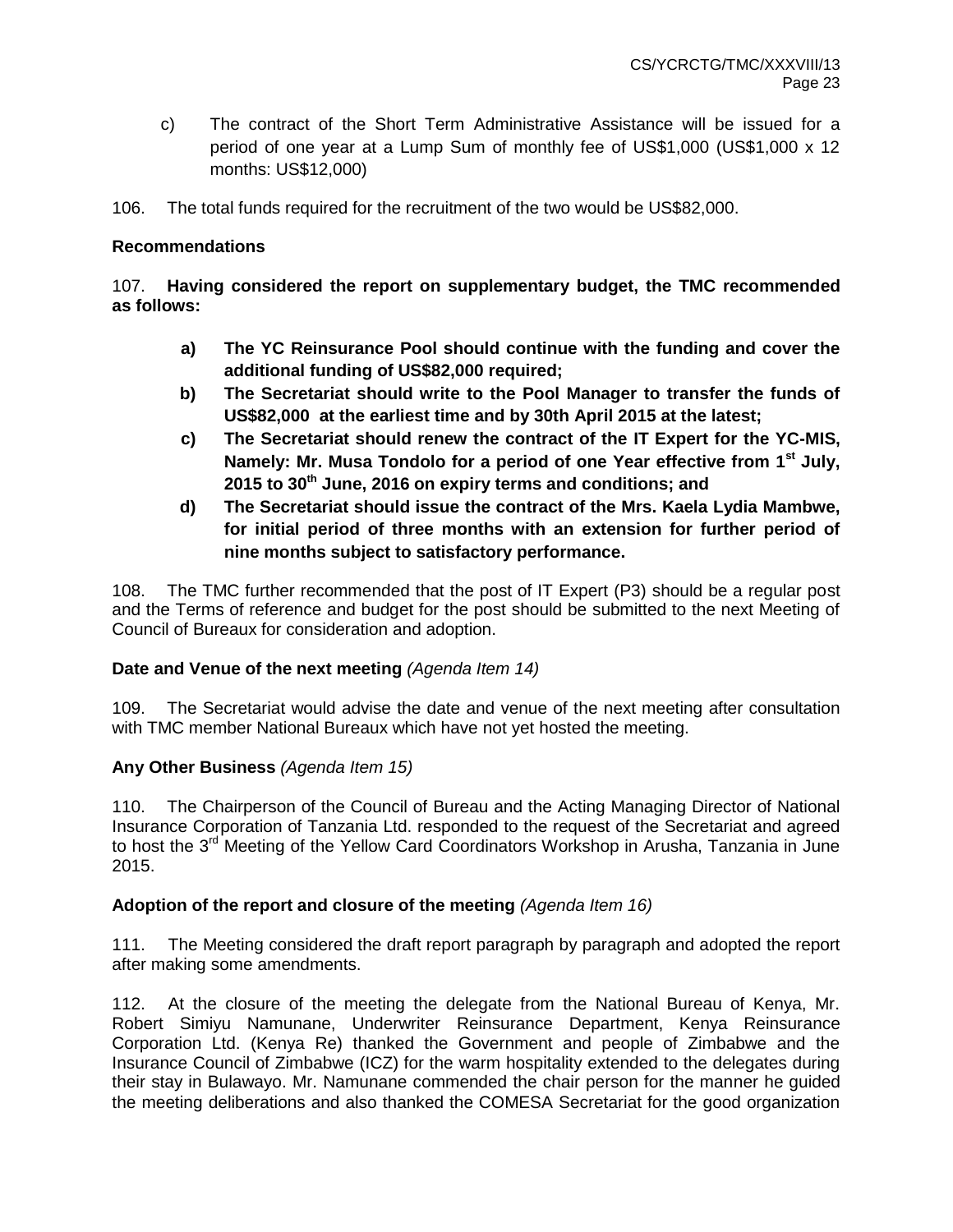c) The contract of the Short Term Administrative Assistance will be issued for a period of one year at a Lump Sum of monthly fee of US$1,000 (US$1,000 x 12 months: US$12,000)

106. The total funds required for the recruitment of the two would be US$82,000.

**Recommendations**

107. **Having considered the report on supplementary budget, the TMC recommended as follows:**

- **a) The YC Reinsurance Pool should continue with the funding and cover the additional funding of US$82,000 required;**
- **b) The Secretariat should write to the Pool Manager to transfer the funds of US$82,000 at the earliest time and by 30th April 2015 at the latest;**
- **c) The Secretariat should renew the contract of the IT Expert for the YC-MIS, Namely: Mr. Musa Tondolo for a period of one Year effective from 1st July, 2015 to 30th June, 2016 on expiry terms and conditions; and**
- **d) The Secretariat should issue the contract of the Mrs. Kaela Lydia Mambwe, for initial period of three months with an extension for further period of nine months subject to satisfactory performance.**

108. The TMC further recommended that the post of IT Expert (P3) should be a regular post and the Terms of reference and budget for the post should be submitted to the next Meeting of Council of Bureaux for consideration and adoption.

**Date and Venue of the next meeting** *(Agenda Item 14)*

109. The Secretariat would advise the date and venue of the next meeting after consultation with TMC member National Bureaux which have not yet hosted the meeting.

**Any Other Business** *(Agenda Item 15)*

110. The Chairperson of the Council of Bureau and the Acting Managing Director of National Insurance Corporation of Tanzania Ltd. responded to the request of the Secretariat and agreed to host the 3rd Meeting of the Yellow Card Coordinators Workshop in Arusha, Tanzania in June 2015.

**Adoption of the report and closure of the meeting** *(Agenda Item 16)*

111. The Meeting considered the draft report paragraph by paragraph and adopted the report after making some amendments.

112. At the closure of the meeting the delegate from the National Bureau of Kenya, Mr. Robert Simiyu Namunane, Underwriter Reinsurance Department, Kenya Reinsurance Corporation Ltd. (Kenya Re) thanked the Government and people of Zimbabwe and the Insurance Council of Zimbabwe (ICZ) for the warm hospitality extended to the delegates during their stay in Bulawayo. Mr. Namunane commended the chair person for the manner he guided the meeting deliberations and also thanked the COMESA Secretariat for the good organization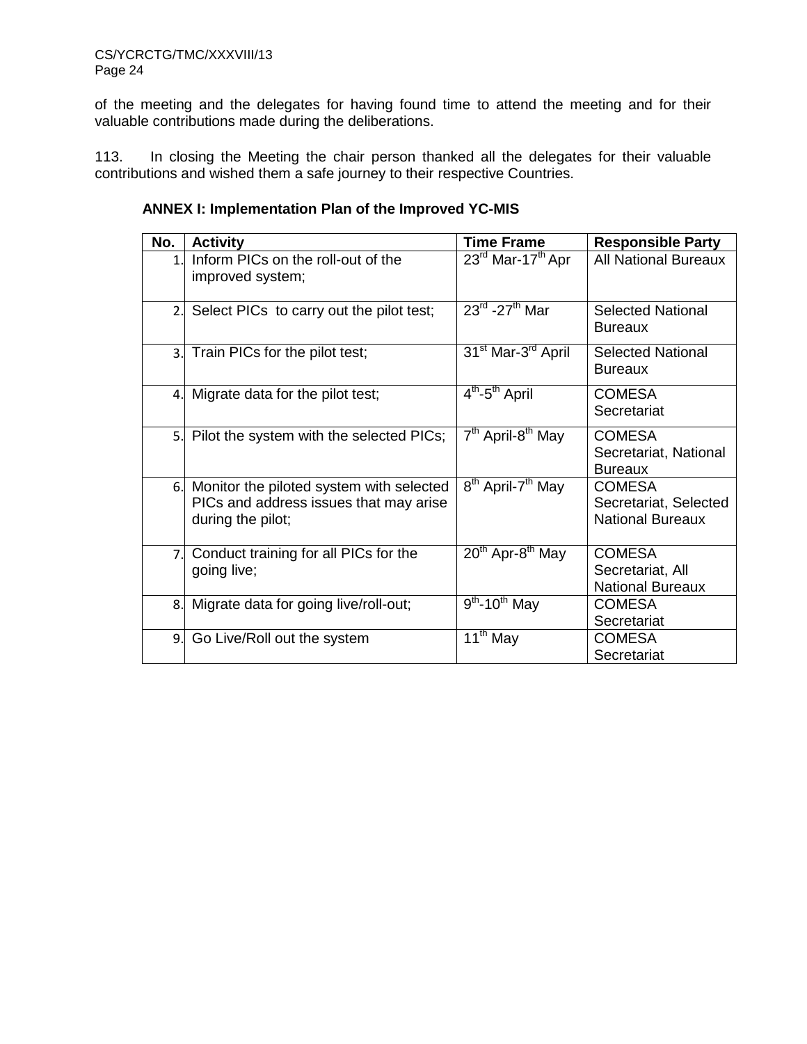of the meeting and the delegates for having found time to attend the meeting and for their valuable contributions made during the deliberations.

113. In closing the Meeting the chair person thanked all the delegates for their valuable contributions and wished them a safe journey to their respective Countries.

**ANNEX I: Implementation Plan of the Improved YC-MIS**

| No. | Activity | Time Frame | Responsible Party |
|---|---|---|---|
| 1. | Inform PICs on the roll-out of the improved system; | 23rd Mar-17th Apr | All National Bureaux |
| 2. | Select PICs to carry out the pilot test; | 23rd -27th Mar | Selected National Bureaux |
| 3. | Train PICs for the pilot test; | 31st Mar-3rd April | Selected National Bureaux |
| 4. | Migrate data for the pilot test; | 4th-5th April | COMESA Secretariat |
| 5. | Pilot the system with the selected PICs; | 7th April-8th May | COMESA Secretariat, National Bureaux |
| 6. | Monitor the piloted system with selected PICs and address issues that may arise during the pilot; | 8th April-7th May | COMESA Secretariat, Selected National Bureaux |
| 7. | Conduct training for all PICs for the going live; | 20th Apr-8th May | COMESA Secretariat, All National Bureaux |
| 8. | Migrate data for going live/roll-out; | 9th-10th May | COMESA Secretariat |
| 9. | Go Live/Roll out the system | 11th May | COMESA Secretariat |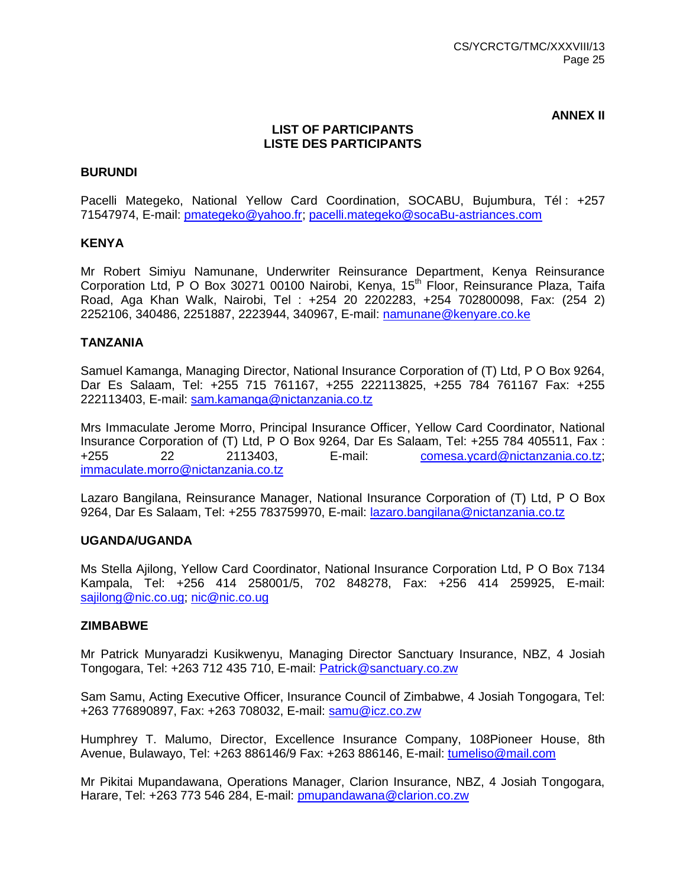**ANNEX II**

**LIST OF PARTICIPANTS**
**LISTE DES PARTICIPANTS**

**BURUNDI**

Pacelli Mategeko, National Yellow Card Coordination, SOCABU, Bujumbura, Tél : +257 71547974, E-mail: pmategeko@yahoo.fr; pacelli.mategeko@socaBu-astriances.com

**KENYA**

Mr Robert Simiyu Namunane, Underwriter Reinsurance Department, Kenya Reinsurance Corporation Ltd, P O Box 30271 00100 Nairobi, Kenya, 15th Floor, Reinsurance Plaza, Taifa Road, Aga Khan Walk, Nairobi, Tel : +254 20 2202283, +254 702800098, Fax: (254 2) 2252106, 340486, 2251887, 2223944, 340967, E-mail: namunane@kenyare.co.ke

**TANZANIA**

Samuel Kamanga, Managing Director, National Insurance Corporation of (T) Ltd, P O Box 9264, Dar Es Salaam, Tel: +255 715 761167, +255 222113825, +255 784 761167 Fax: +255 222113403, E-mail: sam.kamanga@nictanzania.co.tz

Mrs Immaculate Jerome Morro, Principal Insurance Officer, Yellow Card Coordinator, National Insurance Corporation of (T) Ltd, P O Box 9264, Dar Es Salaam, Tel: +255 784 405511, Fax : +255 22 2113403, E-mail: comesa.ycard@nictanzania.co.tz; immaculate.morro@nictanzania.co.tz

Lazaro Bangilana, Reinsurance Manager, National Insurance Corporation of (T) Ltd, P O Box 9264, Dar Es Salaam, Tel: +255 783759970, E-mail: lazaro.bangilana@nictanzania.co.tz

**UGANDA/UGANDA**

Ms Stella Ajilong, Yellow Card Coordinator, National Insurance Corporation Ltd, P O Box 7134 Kampala, Tel: +256 414 258001/5, 702 848278, Fax: +256 414 259925, E-mail: sajilong@nic.co.ug; nic@nic.co.ug

**ZIMBABWE**

Mr Patrick Munyaradzi Kusikwenyu, Managing Director Sanctuary Insurance, NBZ, 4 Josiah Tongogara, Tel: +263 712 435 710, E-mail: Patrick@sanctuary.co.zw

Sam Samu, Acting Executive Officer, Insurance Council of Zimbabwe, 4 Josiah Tongogara, Tel: +263 776890897, Fax: +263 708032, E-mail: samu@icz.co.zw

Humphrey T. Malumo, Director, Excellence Insurance Company, 108Pioneer House, 8th Avenue, Bulawayo, Tel: +263 886146/9 Fax: +263 886146, E-mail: tumeliso@mail.com

Mr Pikitai Mupandawana, Operations Manager, Clarion Insurance, NBZ, 4 Josiah Tongogara, Harare, Tel: +263 773 546 284, E-mail: pmupandawana@clarion.co.zw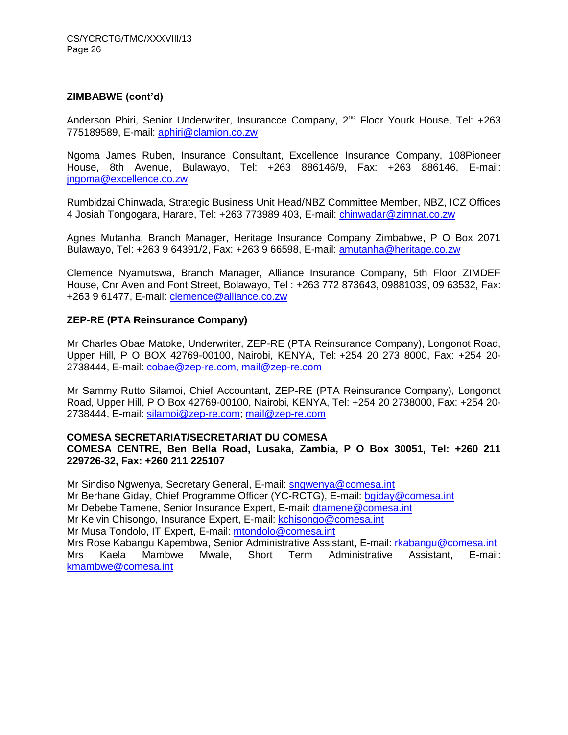**ZIMBABWE (cont'd)**

Anderson Phiri, Senior Underwriter, Insurancce Company, 2nd Floor Yourk House, Tel: +263 775189589, E-mail: aphiri@clamion.co.zw

Ngoma James Ruben, Insurance Consultant, Excellence Insurance Company, 108Pioneer House, 8th Avenue, Bulawayo, Tel: +263 886146/9, Fax: +263 886146, E-mail: jngoma@excellence.co.zw

Rumbidzai Chinwada, Strategic Business Unit Head/NBZ Committee Member, NBZ, ICZ Offices 4 Josiah Tongogara, Harare, Tel: +263 773989 403, E-mail: chinwadar@zimnat.co.zw

Agnes Mutanha, Branch Manager, Heritage Insurance Company Zimbabwe, P O Box 2071 Bulawayo, Tel: +263 9 64391/2, Fax: +263 9 66598, E-mail: amutanha@heritage.co.zw

Clemence Nyamutswa, Branch Manager, Alliance Insurance Company, 5th Floor ZIMDEF House, Cnr Aven and Font Street, Bolawayo, Tel : +263 772 873643, 09881039, 09 63532, Fax: +263 9 61477, E-mail: clemence@alliance.co.zw

**ZEP-RE (PTA Reinsurance Company)**

Mr Charles Obae Matoke, Underwriter, ZEP-RE (PTA Reinsurance Company), Longonot Road, Upper Hill, P O BOX 42769-00100, Nairobi, KENYA, Tel: +254 20 273 8000, Fax: +254 20-2738444, E-mail: cobae@zep-re.com, mail@zep-re.com

Mr Sammy Rutto Silamoi, Chief Accountant, ZEP-RE (PTA Reinsurance Company), Longonot Road, Upper Hill, P O Box 42769-00100, Nairobi, KENYA, Tel: +254 20 2738000, Fax: +254 20-2738444, E-mail: silamoi@zep-re.com; mail@zep-re.com

**COMESA SECRETARIAT/SECRETARIAT DU COMESA**
**COMESA CENTRE, Ben Bella Road, Lusaka, Zambia, P O Box 30051, Tel: +260 211 229726-32, Fax: +260 211 225107**

Mr Sindiso Ngwenya, Secretary General, E-mail: sngwenya@comesa.int
Mr Berhane Giday, Chief Programme Officer (YC-RCTG), E-mail: bgiday@comesa.int
Mr Debebe Tamene, Senior Insurance Expert, E-mail: dtamene@comesa.int
Mr Kelvin Chisongo, Insurance Expert, E-mail: kchisongo@comesa.int
Mr Musa Tondolo, IT Expert, E-mail: mtondolo@comesa.int
Mrs Rose Kabangu Kapembwa, Senior Administrative Assistant, E-mail: rkabangu@comesa.int
Mrs Kaela Mambwe Mwale, Short Term Administrative Assistant, E-mail: kmambwe@comesa.int